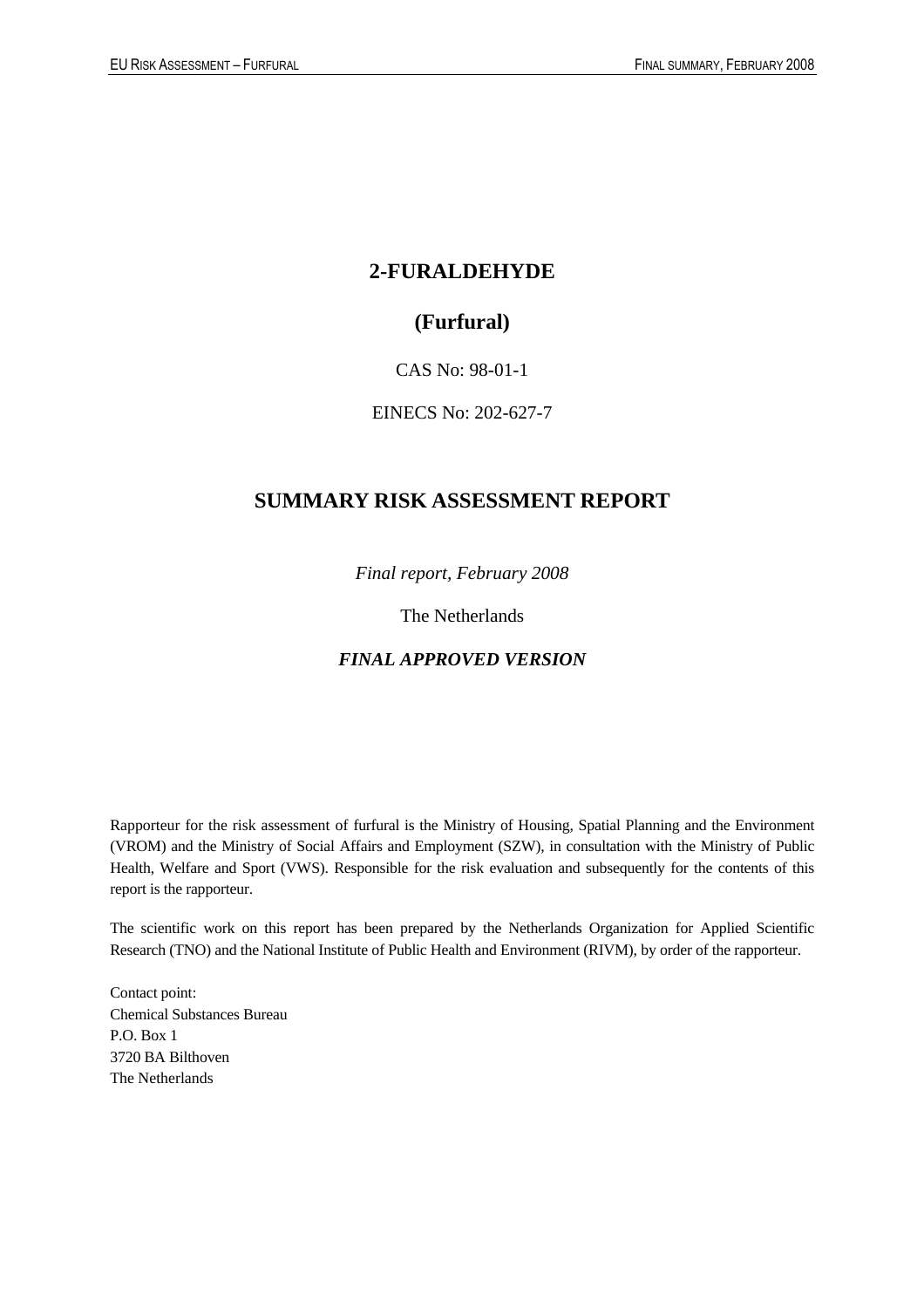# 2-FURALDEHYDE

## (Furfural)

CAS No: 98-01-1

EINECS No: 202-627-7

# SUMMARY RISK ASSESSMENT REPORT

*Final report, February 2008*

The Netherlands

***FINAL APPROVED VERSION***

Rapporteur for the risk assessment of furfural is the Ministry of Housing, Spatial Planning and the Environment (VROM) and the Ministry of Social Affairs and Employment (SZW), in consultation with the Ministry of Public Health, Welfare and Sport (VWS). Responsible for the risk evaluation and subsequently for the contents of this report is the rapporteur.

The scientific work on this report has been prepared by the Netherlands Organization for Applied Scientific Research (TNO) and the National Institute of Public Health and Environment (RIVM), by order of the rapporteur.

Contact point:
Chemical Substances Bureau
P.O. Box 1
3720 BA Bilthoven
The Netherlands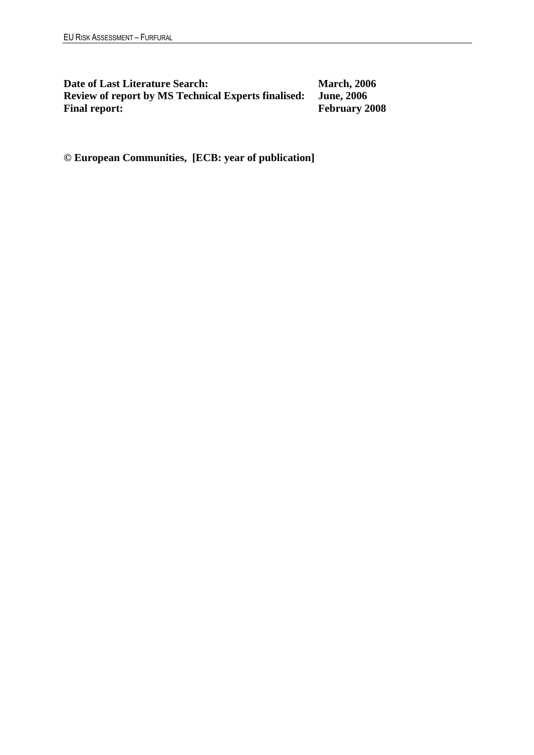| | |
|---|---|
| **Date of Last Literature Search:** | **March, 2006** |
| **Review of report by MS Technical Experts finalised:** | **June, 2006** |
| **Final report:** | **February 2008** |

**© European Communities, [ECB: year of publication]**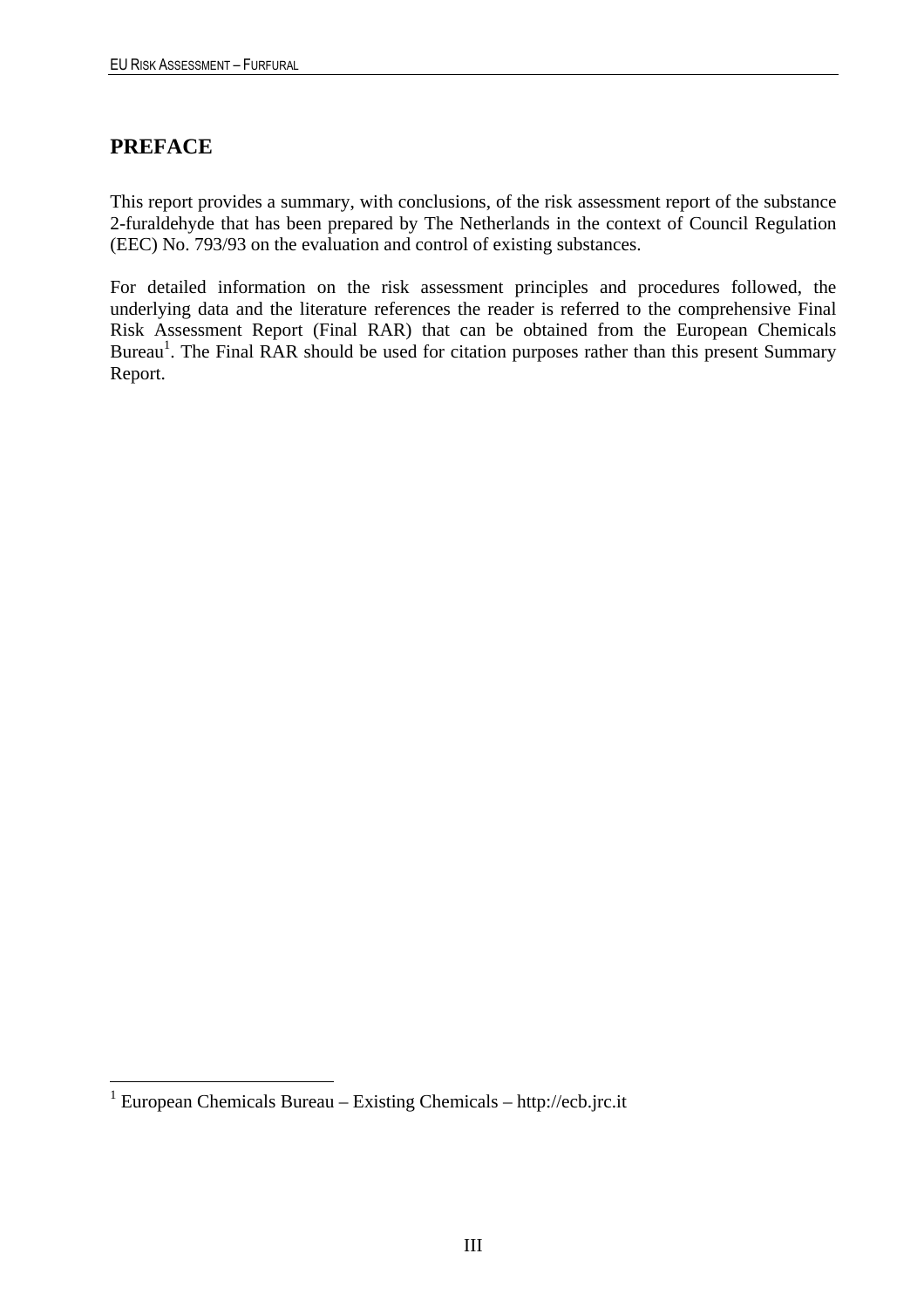## PREFACE

This report provides a summary, with conclusions, of the risk assessment report of the substance 2-furaldehyde that has been prepared by The Netherlands in the context of Council Regulation (EEC) No. 793/93 on the evaluation and control of existing substances.

For detailed information on the risk assessment principles and procedures followed, the underlying data and the literature references the reader is referred to the comprehensive Final Risk Assessment Report (Final RAR) that can be obtained from the European Chemicals Bureau[1]. The Final RAR should be used for citation purposes rather than this present Summary Report.

[1] European Chemicals Bureau – Existing Chemicals – http://ecb.jrc.it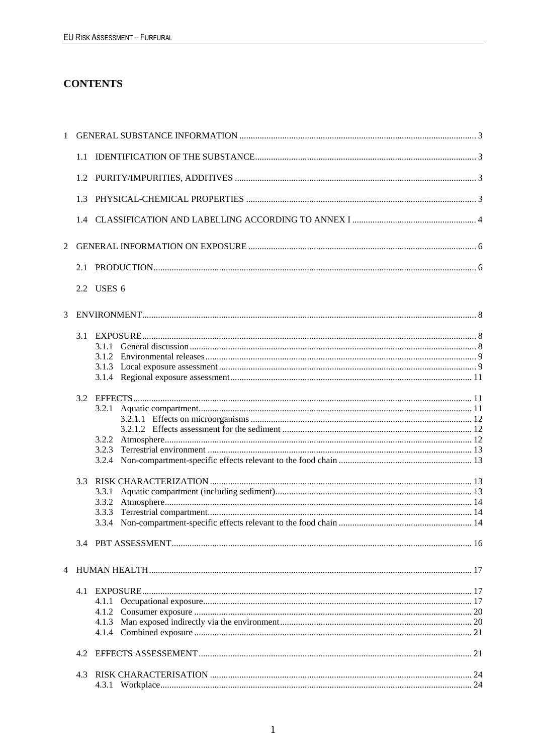# CONTENTS

1 GENERAL SUBSTANCE INFORMATION .......... 3

 1.1 IDENTIFICATION OF THE SUBSTANCE .......... 3

 1.2 PURITY/IMPURITIES, ADDITIVES .......... 3

 1.3 PHYSICAL-CHEMICAL PROPERTIES .......... 3

 1.4 CLASSIFICATION AND LABELLING ACCORDING TO ANNEX I .......... 4

2 GENERAL INFORMATION ON EXPOSURE .......... 6

 2.1 PRODUCTION .......... 6

 2.2 USES 6

3 ENVIRONMENT .......... 8

 3.1 EXPOSURE .......... 8
  3.1.1 General discussion .......... 8
  3.1.2 Environmental releases .......... 9
  3.1.3 Local exposure assessment .......... 9
  3.1.4 Regional exposure assessment .......... 11

 3.2 EFFECTS .......... 11
  3.2.1 Aquatic compartment .......... 11
   3.2.1.1 Effects on microorganisms .......... 12
   3.2.1.2 Effects assessment for the sediment .......... 12
  3.2.2 Atmosphere .......... 12
  3.2.3 Terrestrial environment .......... 13
  3.2.4 Non-compartment-specific effects relevant to the food chain .......... 13

 3.3 RISK CHARACTERIZATION .......... 13
  3.3.1 Aquatic compartment (including sediment) .......... 13
  3.3.2 Atmosphere .......... 14
  3.3.3 Terrestrial compartment .......... 14
  3.3.4 Non-compartment-specific effects relevant to the food chain .......... 14

 3.4 PBT ASSESSMENT .......... 16

4 HUMAN HEALTH .......... 17

 4.1 EXPOSURE .......... 17
  4.1.1 Occupational exposure .......... 17
  4.1.2 Consumer exposure .......... 20
  4.1.3 Man exposed indirectly via the environment .......... 20
  4.1.4 Combined exposure .......... 21

 4.2 EFFECTS ASSESSEMENT .......... 21

 4.3 RISK CHARACTERISATION .......... 24
  4.3.1 Workplace .......... 24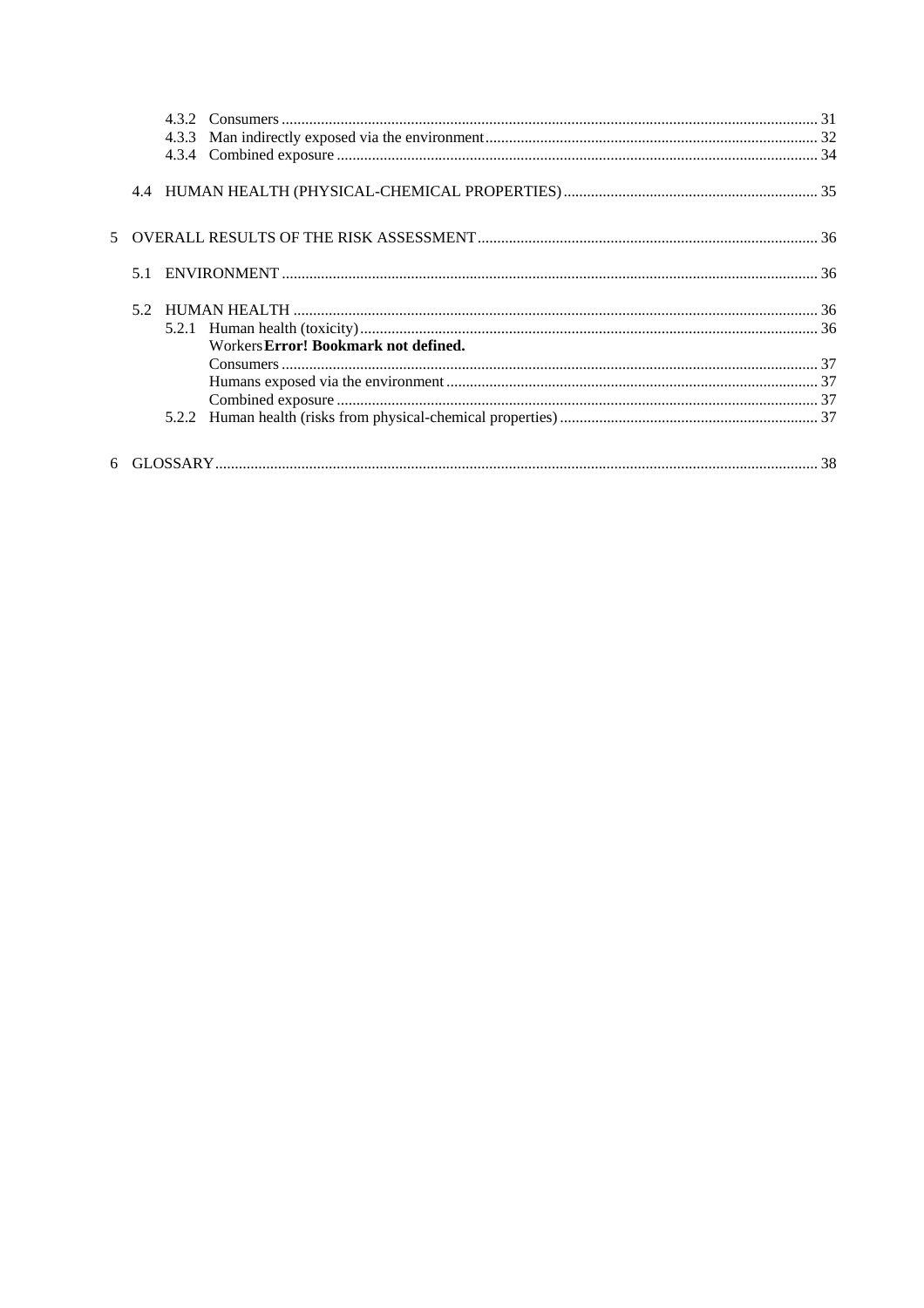4.3.2 Consumers ........................................................................................................................................ 31
4.3.3 Man indirectly exposed via the environment .................................................................................... 32
4.3.4 Combined exposure .......................................................................................................................... 34

4.4 HUMAN HEALTH (PHYSICAL-CHEMICAL PROPERTIES) ................................................................. 35

5 OVERALL RESULTS OF THE RISK ASSESSMENT ....................................................................................... 36

5.1 ENVIRONMENT ........................................................................................................................................ 36

5.2 HUMAN HEALTH ..................................................................................................................................... 36
5.2.1 Human health (toxicity) .................................................................................................................... 36
Workers **Error! Bookmark not defined.**
Consumers ........................................................................................................................................ 37
Humans exposed via the environment .............................................................................................. 37
Combined exposure .......................................................................................................................... 37
5.2.2 Human health (risks from physical-chemical properties) ................................................................. 37

6 GLOSSARY ........................................................................................................................................................ 38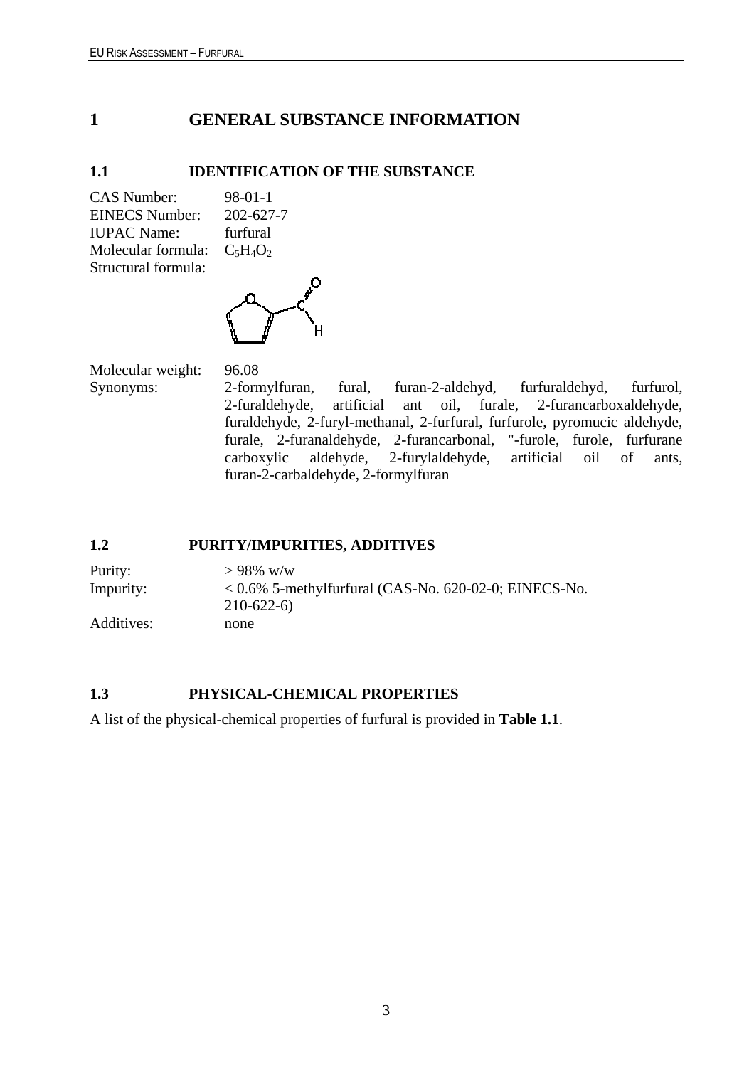# 1 GENERAL SUBSTANCE INFORMATION

## 1.1 IDENTIFICATION OF THE SUBSTANCE

CAS Number: 98-01-1
EINECS Number: 202-627-7
IUPAC Name: furfural
Molecular formula: $C_5H_4O_2$
Structural formula:

Molecular weight: 96.08
Synonyms: 2-formylfuran, fural, furan-2-aldehyd, furfuraldehyd, furfurol, 2-furaldehyde, artificial ant oil, furale, 2-furancarboxaldehyde, furaldehyde, 2-furyl-methanal, 2-furfural, furfurole, pyromucic aldehyde, furale, 2-furanaldehyde, 2-furancarbonal, "-furole, furole, furfurane carboxylic aldehyde, 2-furylaldehyde, artificial oil of ants, furan-2-carbaldehyde, 2-formylfuran

## 1.2 PURITY/IMPURITIES, ADDITIVES

Purity: > 98% w/w
Impurity: < 0.6% 5-methylfurfural (CAS-No. 620-02-0; EINECS-No. 210-622-6)
Additives: none

## 1.3 PHYSICAL-CHEMICAL PROPERTIES

A list of the physical-chemical properties of furfural is provided in **Table 1.1**.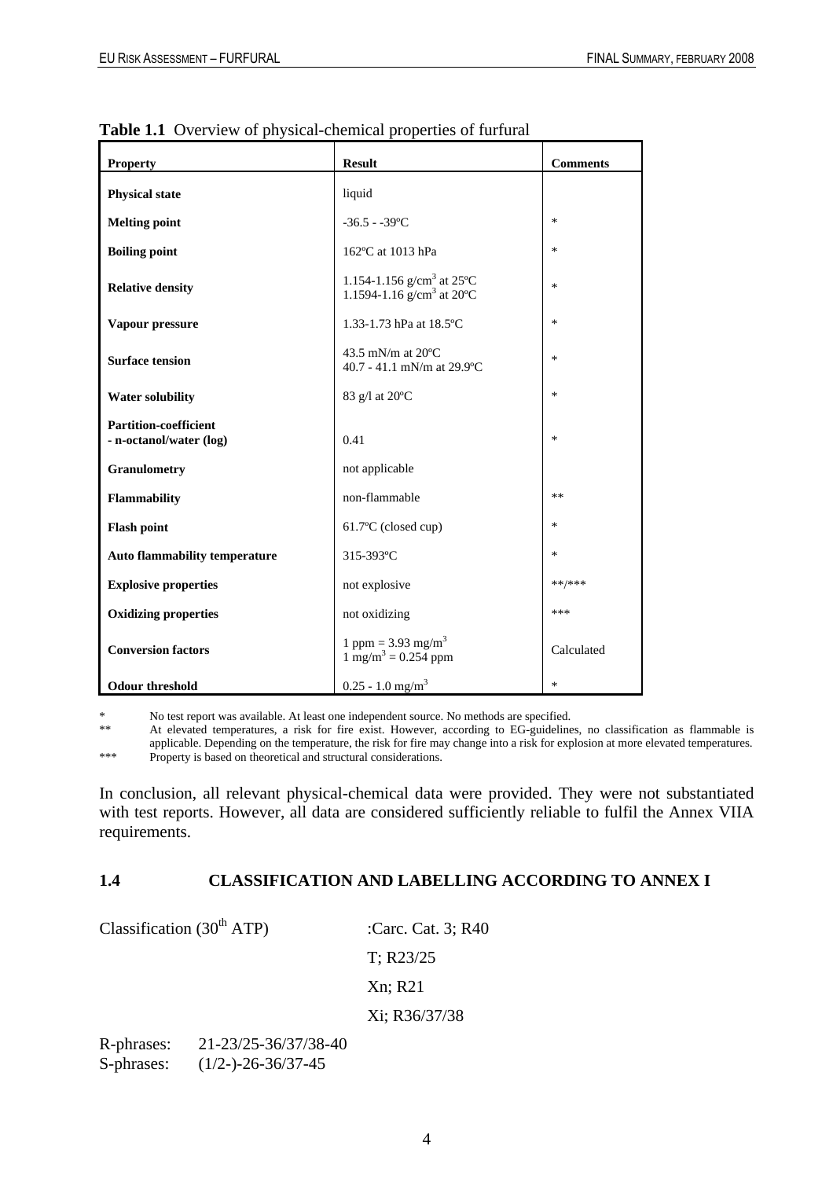**Table 1.1** Overview of physical-chemical properties of furfural

| Property | Result | Comments |
|---|---|---|
| **Physical state** | liquid | |
| **Melting point** | -36.5 - -39ºC | * |
| **Boiling point** | 162ºC at 1013 hPa | * |
| **Relative density** | 1.154-1.156 g/cm$^3$ at 25ºC<br>1.1594-1.16 g/cm$^3$ at 20ºC | * |
| **Vapour pressure** | 1.33-1.73 hPa at 18.5ºC | * |
| **Surface tension** | 43.5 mN/m at 20ºC<br>40.7 - 41.1 mN/m at 29.9ºC | * |
| **Water solubility** | 83 g/l at 20ºC | * |
| **Partition-coefficient**<br>**- n-octanol/water (log)** | 0.41 | * |
| **Granulometry** | not applicable | |
| **Flammability** | non-flammable | ** |
| **Flash point** | 61.7ºC (closed cup) | * |
| **Auto flammability temperature** | 315-393ºC | * |
| **Explosive properties** | not explosive | **/*** |
| **Oxidizing properties** | not oxidizing | *** |
| **Conversion factors** | 1 ppm = 3.93 mg/m$^3$<br>1 mg/m$^3$ = 0.254 ppm | Calculated |
| **Odour threshold** | 0.25 - 1.0 mg/m$^3$ | * |

\* No test report was available. At least one independent source. No methods are specified.

\** At elevated temperatures, a risk for fire exist. However, according to EG-guidelines, no classification as flammable is applicable. Depending on the temperature, the risk for fire may change into a risk for explosion at more elevated temperatures.

\*** Property is based on theoretical and structural considerations.

In conclusion, all relevant physical-chemical data were provided. They were not substantiated with test reports. However, all data are considered sufficiently reliable to fulfil the Annex VIIA requirements.

## 1.4 CLASSIFICATION AND LABELLING ACCORDING TO ANNEX I

Classification (30th ATP) :Carc. Cat. 3; R40
T; R23/25
Xn; R21
Xi; R36/37/38

R-phrases: 21-23/25-36/37/38-40
S-phrases: (1/2-)-26-36/37-45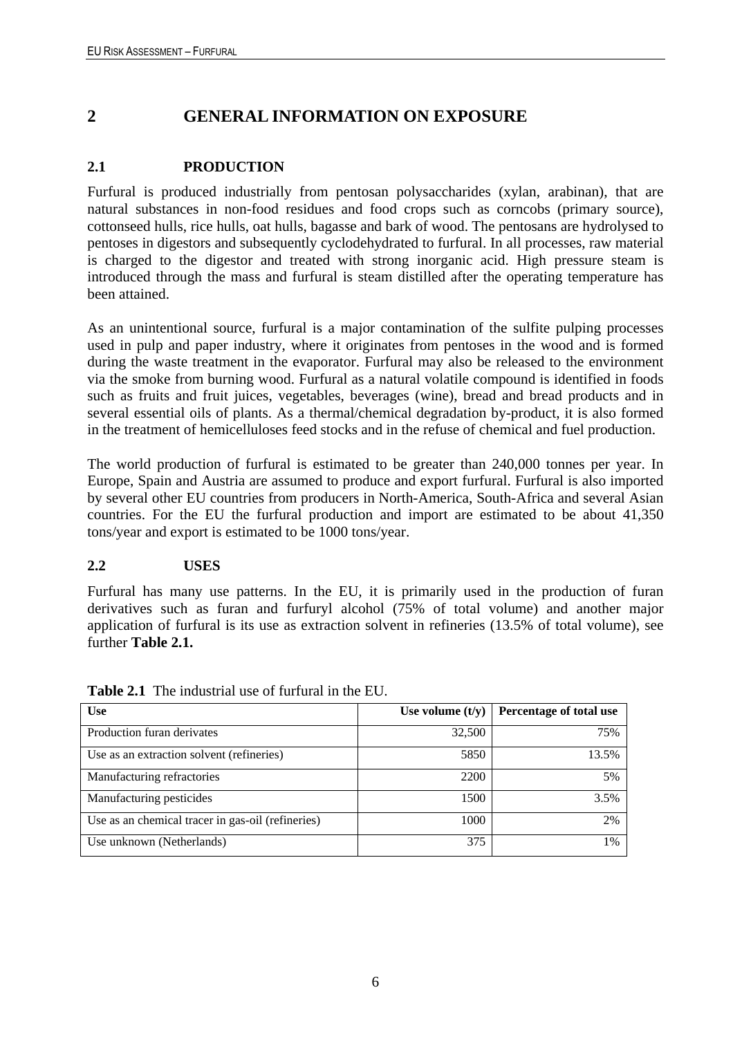# 2 GENERAL INFORMATION ON EXPOSURE

## 2.1 PRODUCTION

Furfural is produced industrially from pentosan polysaccharides (xylan, arabinan), that are natural substances in non-food residues and food crops such as corncobs (primary source), cottonseed hulls, rice hulls, oat hulls, bagasse and bark of wood. The pentosans are hydrolysed to pentoses in digestors and subsequently cyclodehydrated to furfural. In all processes, raw material is charged to the digestor and treated with strong inorganic acid. High pressure steam is introduced through the mass and furfural is steam distilled after the operating temperature has been attained.

As an unintentional source, furfural is a major contamination of the sulfite pulping processes used in pulp and paper industry, where it originates from pentoses in the wood and is formed during the waste treatment in the evaporator. Furfural may also be released to the environment via the smoke from burning wood. Furfural as a natural volatile compound is identified in foods such as fruits and fruit juices, vegetables, beverages (wine), bread and bread products and in several essential oils of plants. As a thermal/chemical degradation by-product, it is also formed in the treatment of hemicelluloses feed stocks and in the refuse of chemical and fuel production.

The world production of furfural is estimated to be greater than 240,000 tonnes per year. In Europe, Spain and Austria are assumed to produce and export furfural. Furfural is also imported by several other EU countries from producers in North-America, South-Africa and several Asian countries. For the EU the furfural production and import are estimated to be about 41,350 tons/year and export is estimated to be 1000 tons/year.

## 2.2 USES

Furfural has many use patterns. In the EU, it is primarily used in the production of furan derivatives such as furan and furfuryl alcohol (75% of total volume) and another major application of furfural is its use as extraction solvent in refineries (13.5% of total volume), see further **Table 2.1.**

**Table 2.1** The industrial use of furfural in the EU.

| Use | Use volume (t/y) | Percentage of total use |
|---|---:|---:|
| Production furan derivates | 32,500 | 75% |
| Use as an extraction solvent (refineries) | 5850 | 13.5% |
| Manufacturing refractories | 2200 | 5% |
| Manufacturing pesticides | 1500 | 3.5% |
| Use as an chemical tracer in gas-oil (refineries) | 1000 | 2% |
| Use unknown (Netherlands) | 375 | 1% |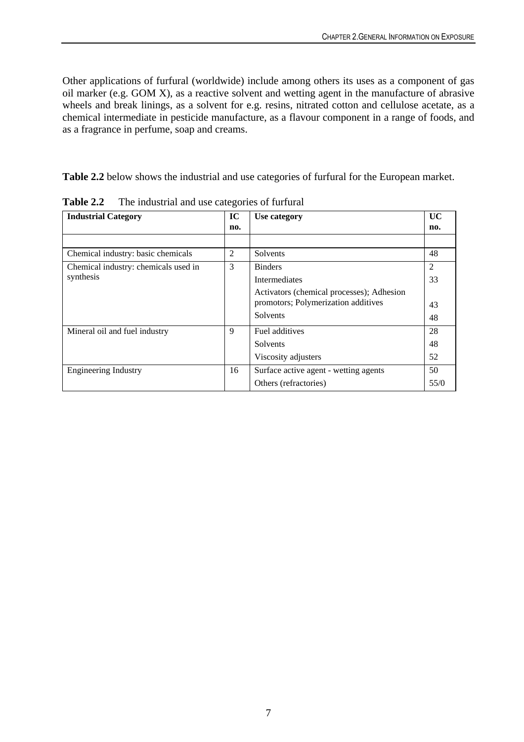Other applications of furfural (worldwide) include among others its uses as a component of gas oil marker (e.g. GOM X), as a reactive solvent and wetting agent in the manufacture of abrasive wheels and break linings, as a solvent for e.g. resins, nitrated cotton and cellulose acetate, as a chemical intermediate in pesticide manufacture, as a flavour component in a range of foods, and as a fragrance in perfume, soap and creams.

**Table 2.2** below shows the industrial and use categories of furfural for the European market.

**Table 2.2** The industrial and use categories of furfural

| Industrial Category | IC no. | Use category | UC no. |
|---|---|---|---|
| | | | |
| Chemical industry: basic chemicals | 2 | Solvents | 48 |
| Chemical industry: chemicals used in synthesis | 3 | Binders<br>Intermediates<br>Activators (chemical processes); Adhesion promotors; Polymerization additives<br>Solvents | 2<br>33<br>43<br>48 |
| Mineral oil and fuel industry | 9 | Fuel additives<br>Solvents<br>Viscosity adjusters | 28<br>48<br>52 |
| Engineering Industry | 16 | Surface active agent - wetting agents<br>Others (refractories) | 50<br>55/0 |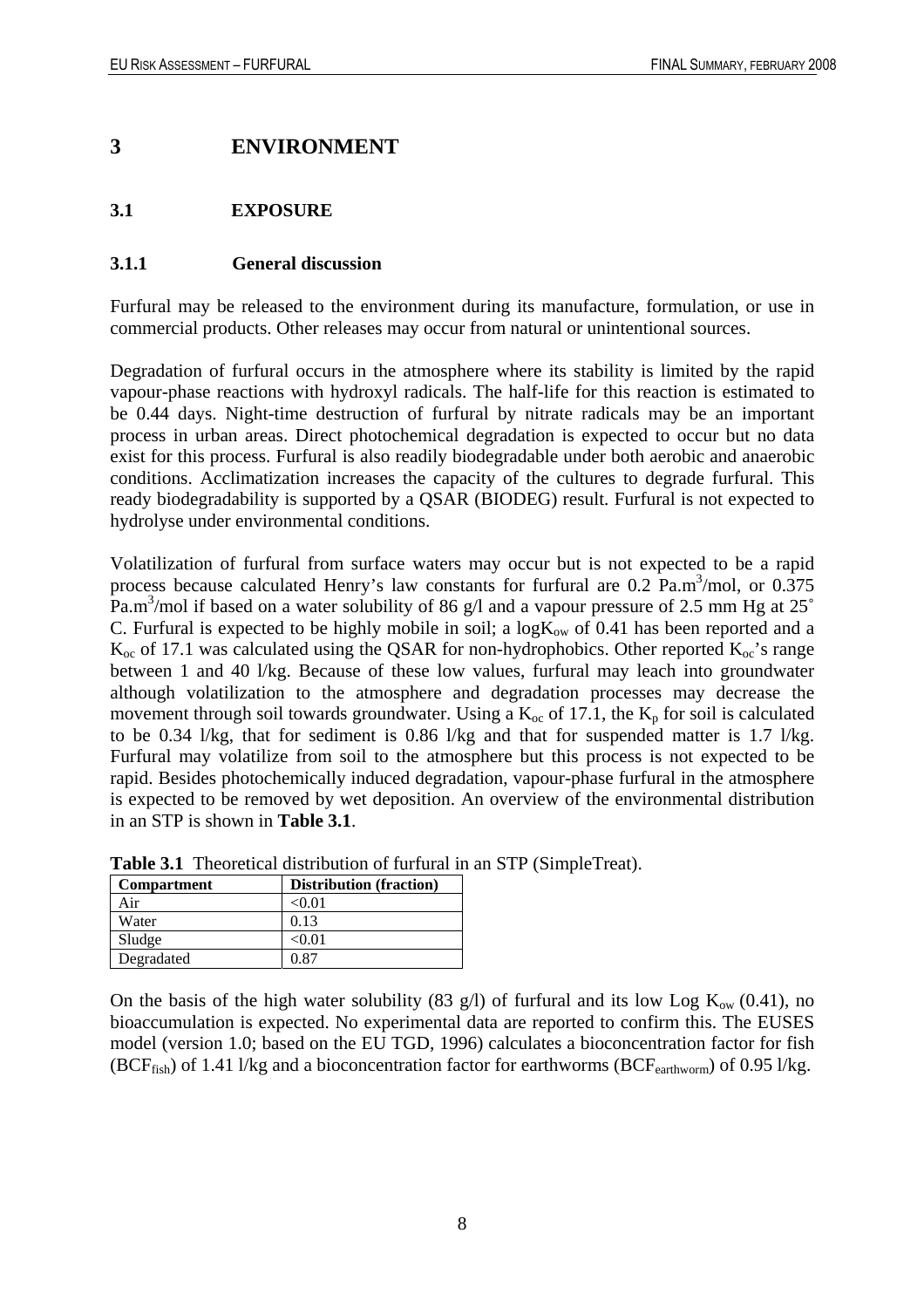# 3 ENVIRONMENT

## 3.1 EXPOSURE

### 3.1.1 General discussion

Furfural may be released to the environment during its manufacture, formulation, or use in commercial products. Other releases may occur from natural or unintentional sources.

Degradation of furfural occurs in the atmosphere where its stability is limited by the rapid vapour-phase reactions with hydroxyl radicals. The half-life for this reaction is estimated to be 0.44 days. Night-time destruction of furfural by nitrate radicals may be an important process in urban areas. Direct photochemical degradation is expected to occur but no data exist for this process. Furfural is also readily biodegradable under both aerobic and anaerobic conditions. Acclimatization increases the capacity of the cultures to degrade furfural. This ready biodegradability is supported by a QSAR (BIODEG) result. Furfural is not expected to hydrolyse under environmental conditions.

Volatilization of furfural from surface waters may occur but is not expected to be a rapid process because calculated Henry's law constants for furfural are 0.2 $Pa.m^3/mol$, or 0.375 $Pa.m^3/mol$ if based on a water solubility of 86 g/l and a vapour pressure of 2.5 mm Hg at 25° C. Furfural is expected to be highly mobile in soil; a $\log K_{ow}$ of 0.41 has been reported and a $K_{oc}$ of 17.1 was calculated using the QSAR for non-hydrophobics. Other reported $K_{oc}$'s range between 1 and 40 l/kg. Because of these low values, furfural may leach into groundwater although volatilization to the atmosphere and degradation processes may decrease the movement through soil towards groundwater. Using a $K_{oc}$ of 17.1, the $K_p$ for soil is calculated to be 0.34 l/kg, that for sediment is 0.86 l/kg and that for suspended matter is 1.7 l/kg. Furfural may volatilize from soil to the atmosphere but this process is not expected to be rapid. Besides photochemically induced degradation, vapour-phase furfural in the atmosphere is expected to be removed by wet deposition. An overview of the environmental distribution in an STP is shown in **Table 3.1**.

**Table 3.1** Theoretical distribution of furfural in an STP (SimpleTreat).

| Compartment | Distribution (fraction) |
|---|---|
| Air | <0.01 |
| Water | 0.13 |
| Sludge | <0.01 |
| Degradated | 0.87 |

On the basis of the high water solubility (83 g/l) of furfural and its low Log $K_{ow}$ (0.41), no bioaccumulation is expected. No experimental data are reported to confirm this. The EUSES model (version 1.0; based on the EU TGD, 1996) calculates a bioconcentration factor for fish ($BCF_{fish}$) of 1.41 l/kg and a bioconcentration factor for earthworms ($BCF_{earthworm}$) of 0.95 l/kg.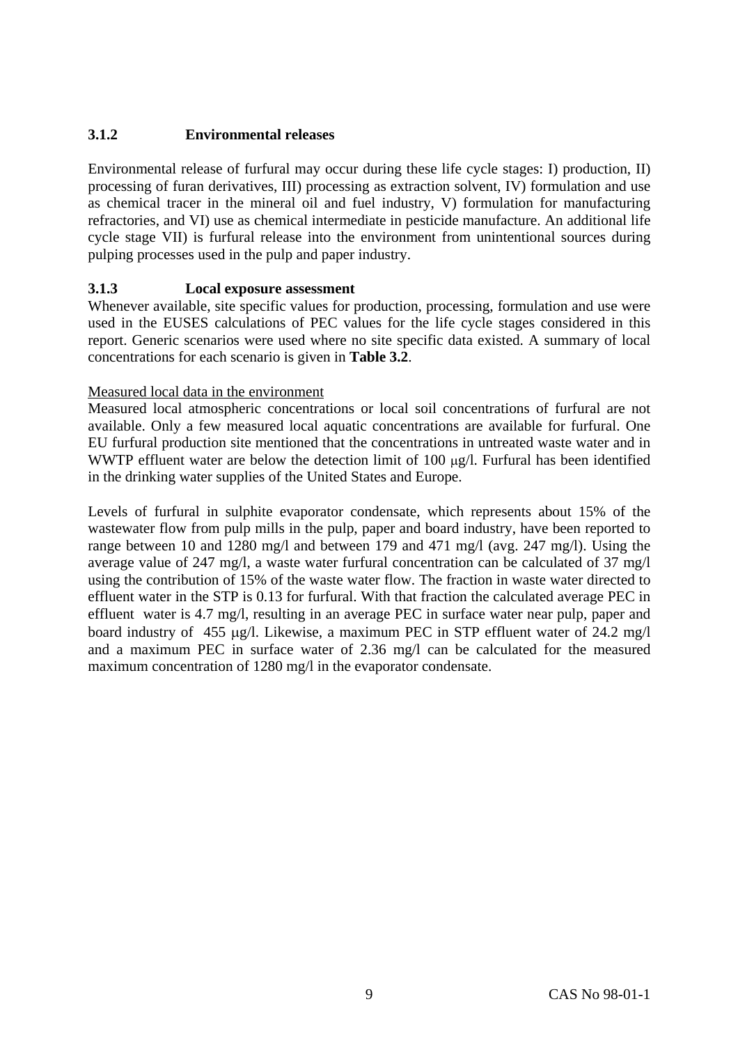### 3.1.2 Environmental releases

Environmental release of furfural may occur during these life cycle stages: I) production, II) processing of furan derivatives, III) processing as extraction solvent, IV) formulation and use as chemical tracer in the mineral oil and fuel industry, V) formulation for manufacturing refractories, and VI) use as chemical intermediate in pesticide manufacture. An additional life cycle stage VII) is furfural release into the environment from unintentional sources during pulping processes used in the pulp and paper industry.

### 3.1.3 Local exposure assessment

Whenever available, site specific values for production, processing, formulation and use were used in the EUSES calculations of PEC values for the life cycle stages considered in this report. Generic scenarios were used where no site specific data existed. A summary of local concentrations for each scenario is given in **Table 3.2**.

Measured local data in the environment

Measured local atmospheric concentrations or local soil concentrations of furfural are not available. Only a few measured local aquatic concentrations are available for furfural. One EU furfural production site mentioned that the concentrations in untreated waste water and in WWTP effluent water are below the detection limit of 100 μg/l. Furfural has been identified in the drinking water supplies of the United States and Europe.

Levels of furfural in sulphite evaporator condensate, which represents about 15% of the wastewater flow from pulp mills in the pulp, paper and board industry, have been reported to range between 10 and 1280 mg/l and between 179 and 471 mg/l (avg. 247 mg/l). Using the average value of 247 mg/l, a waste water furfural concentration can be calculated of 37 mg/l using the contribution of 15% of the waste water flow. The fraction in waste water directed to effluent water in the STP is 0.13 for furfural. With that fraction the calculated average PEC in effluent water is 4.7 mg/l, resulting in an average PEC in surface water near pulp, paper and board industry of 455 μg/l. Likewise, a maximum PEC in STP effluent water of 24.2 mg/l and a maximum PEC in surface water of 2.36 mg/l can be calculated for the measured maximum concentration of 1280 mg/l in the evaporator condensate.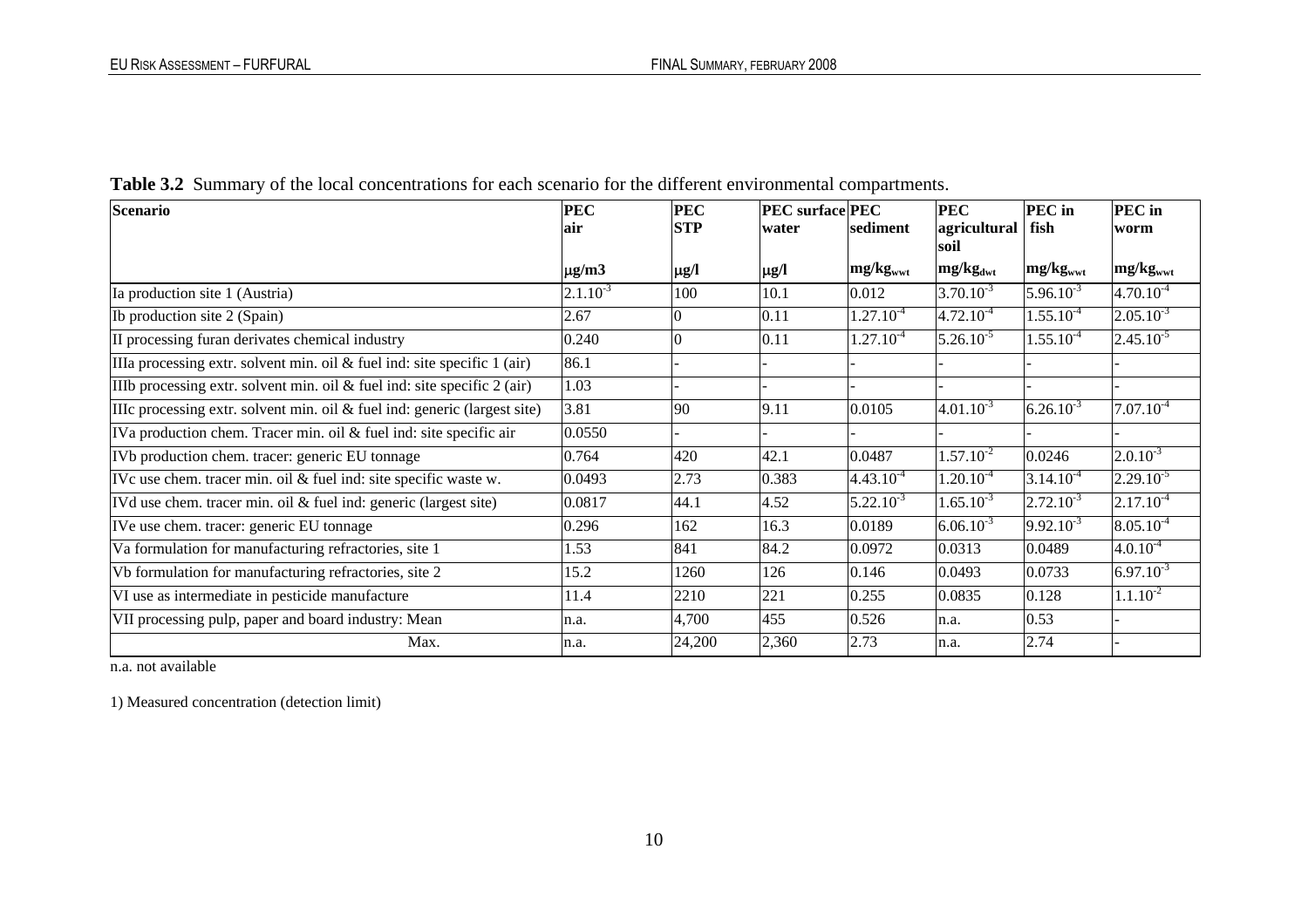**Table 3.2** Summary of the local concentrations for each scenario for the different environmental compartments.

| Scenario | PEC air | PEC STP | PEC surface water | PEC sediment | PEC agricultural soil | PEC in fish | PEC in worm |
|---|---|---|---|---|---|---|---|
| | μg/m3 | μg/l | μg/l | $mg/kg_{wwt}$ | $mg/kg_{dwt}$ | $mg/kg_{wwt}$ | $mg/kg_{wwt}$ |
| Ia production site 1 (Austria) | $2.1.10^{-3}$ | 100 | 10.1 | 0.012 | $3.70.10^{-3}$ | $5.96.10^{-3}$ | $4.70.10^{-4}$ |
| Ib production site 2 (Spain) | 2.67 | 0 | 0.11 | $1.27.10^{-4}$ | $4.72.10^{-4}$ | $1.55.10^{-4}$ | $2.05.10^{-3}$ |
| II processing furan derivates chemical industry | 0.240 | 0 | 0.11 | $1.27.10^{-4}$ | $5.26.10^{-5}$ | $1.55.10^{-4}$ | $2.45.10^{-5}$ |
| IIIa processing extr. solvent min. oil & fuel ind: site specific 1 (air) | 86.1 | - | - | - | - | - | - |
| IIIb processing extr. solvent min. oil & fuel ind: site specific 2 (air) | 1.03 | - | - | - | - | - | - |
| IIIc processing extr. solvent min. oil & fuel ind: generic (largest site) | 3.81 | 90 | 9.11 | 0.0105 | $4.01.10^{-3}$ | $6.26.10^{-3}$ | $7.07.10^{-4}$ |
| IVa production chem. Tracer min. oil & fuel ind: site specific air | 0.0550 | - | - | - | - | - | - |
| IVb production chem. tracer: generic EU tonnage | 0.764 | 420 | 42.1 | 0.0487 | $1.57.10^{-2}$ | 0.0246 | $2.0.10^{-3}$ |
| IVc use chem. tracer min. oil & fuel ind: site specific waste w. | 0.0493 | 2.73 | 0.383 | $4.43.10^{-4}$ | $1.20.10^{-4}$ | $3.14.10^{-4}$ | $2.29.10^{-5}$ |
| IVd use chem. tracer min. oil & fuel ind: generic (largest site) | 0.0817 | 44.1 | 4.52 | $5.22.10^{-3}$ | $1.65.10^{-3}$ | $2.72.10^{-3}$ | $2.17.10^{-4}$ |
| IVe use chem. tracer: generic EU tonnage | 0.296 | 162 | 16.3 | 0.0189 | $6.06.10^{-3}$ | $9.92.10^{-3}$ | $8.05.10^{-4}$ |
| Va formulation for manufacturing refractories, site 1 | 1.53 | 841 | 84.2 | 0.0972 | 0.0313 | 0.0489 | $4.0.10^{-4}$ |
| Vb formulation for manufacturing refractories, site 2 | 15.2 | 1260 | 126 | 0.146 | 0.0493 | 0.0733 | $6.97.10^{-3}$ |
| VI use as intermediate in pesticide manufacture | 11.4 | 2210 | 221 | 0.255 | 0.0835 | 0.128 | $1.1.10^{-2}$ |
| VII processing pulp, paper and board industry: Mean | n.a. | 4,700 | 455 | 0.526 | n.a. | 0.53 | - |
| Max. | n.a. | 24,200 | 2,360 | 2.73 | n.a. | 2.74 | - |

n.a. not available

1) Measured concentration (detection limit)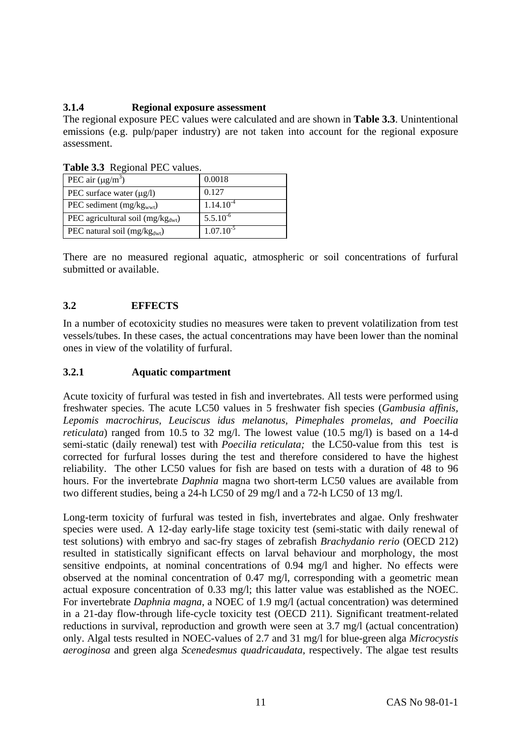### 3.1.4 Regional exposure assessment

The regional exposure PEC values were calculated and are shown in **Table 3.3**. Unintentional emissions (e.g. pulp/paper industry) are not taken into account for the regional exposure assessment.

**Table 3.3** Regional PEC values.

| | |
|---|---|
| PEC air ($\mu g/m^3$) | 0.0018 |
| PEC surface water ($\mu g/l$) | 0.127 |
| PEC sediment ($mg/kg_{wwt}$) | $1.14.10^{-4}$ |
| PEC agricultural soil ($mg/kg_{dwt}$) | $5.5.10^{-6}$ |
| PEC natural soil ($mg/kg_{dwt}$) | $1.07.10^{-5}$ |

There are no measured regional aquatic, atmospheric or soil concentrations of furfural submitted or available.

## 3.2 EFFECTS

In a number of ecotoxicity studies no measures were taken to prevent volatilization from test vessels/tubes. In these cases, the actual concentrations may have been lower than the nominal ones in view of the volatility of furfural.

### 3.2.1 Aquatic compartment

Acute toxicity of furfural was tested in fish and invertebrates. All tests were performed using freshwater species. The acute LC50 values in 5 freshwater fish species (*Gambusia affinis, Lepomis macrochirus, Leuciscus idus melanotus, Pimephales promelas, and Poecilia reticulata*) ranged from 10.5 to 32 mg/l. The lowest value (10.5 mg/l) is based on a 14-d semi-static (daily renewal) test with *Poecilia reticulata;* the LC50-value from this test is corrected for furfural losses during the test and therefore considered to have the highest reliability. The other LC50 values for fish are based on tests with a duration of 48 to 96 hours. For the invertebrate *Daphnia* magna two short-term LC50 values are available from two different studies, being a 24-h LC50 of 29 mg/l and a 72-h LC50 of 13 mg/l.

Long-term toxicity of furfural was tested in fish, invertebrates and algae. Only freshwater species were used. A 12-day early-life stage toxicity test (semi-static with daily renewal of test solutions) with embryo and sac-fry stages of zebrafish *Brachydanio rerio* (OECD 212) resulted in statistically significant effects on larval behaviour and morphology, the most sensitive endpoints, at nominal concentrations of 0.94 mg/l and higher. No effects were observed at the nominal concentration of 0.47 mg/l, corresponding with a geometric mean actual exposure concentration of 0.33 mg/l; this latter value was established as the NOEC. For invertebrate *Daphnia magna*, a NOEC of 1.9 mg/l (actual concentration) was determined in a 21-day flow-through life-cycle toxicity test (OECD 211). Significant treatment-related reductions in survival, reproduction and growth were seen at 3.7 mg/l (actual concentration) only. Algal tests resulted in NOEC-values of 2.7 and 31 mg/l for blue-green alga *Microcystis aeroginosa* and green alga *Scenedesmus quadricaudata*, respectively. The algae test results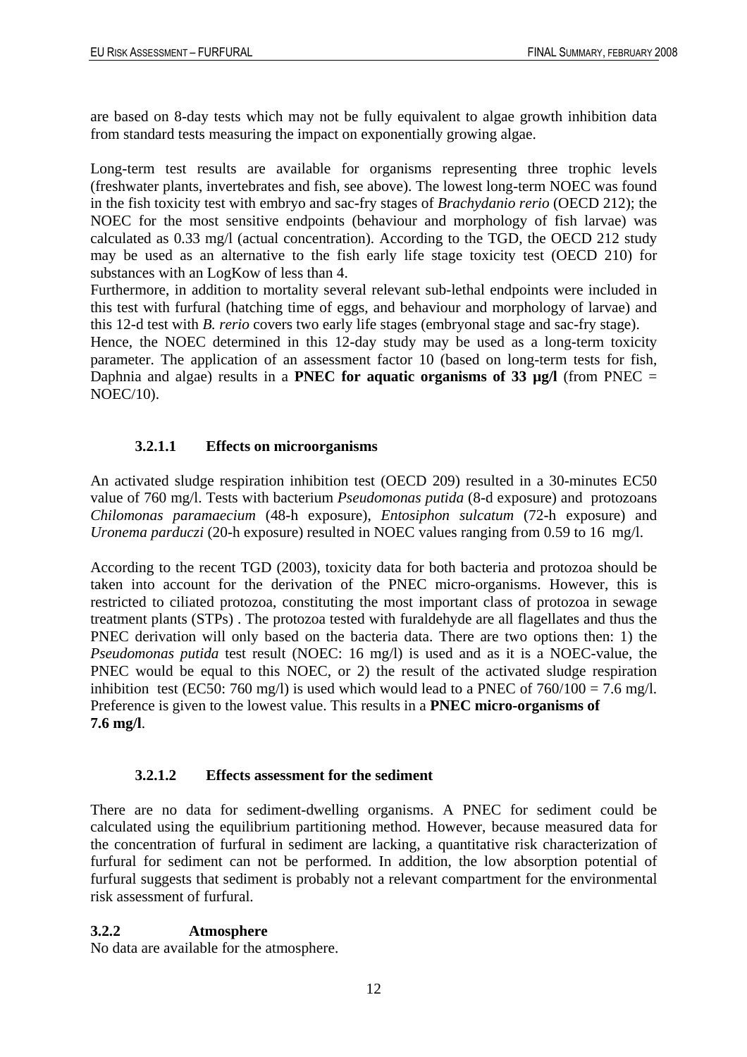are based on 8-day tests which may not be fully equivalent to algae growth inhibition data from standard tests measuring the impact on exponentially growing algae.

Long-term test results are available for organisms representing three trophic levels (freshwater plants, invertebrates and fish, see above). The lowest long-term NOEC was found in the fish toxicity test with embryo and sac-fry stages of *Brachydanio rerio* (OECD 212); the NOEC for the most sensitive endpoints (behaviour and morphology of fish larvae) was calculated as 0.33 mg/l (actual concentration). According to the TGD, the OECD 212 study may be used as an alternative to the fish early life stage toxicity test (OECD 210) for substances with an LogKow of less than 4.
Furthermore, in addition to mortality several relevant sub-lethal endpoints were included in this test with furfural (hatching time of eggs, and behaviour and morphology of larvae) and this 12-d test with *B. rerio* covers two early life stages (embryonal stage and sac-fry stage).
Hence, the NOEC determined in this 12-day study may be used as a long-term toxicity parameter. The application of an assessment factor 10 (based on long-term tests for fish, Daphnia and algae) results in a **PNEC for aquatic organisms of 33 µg/l** (from PNEC = NOEC/10).

#### 3.2.1.1 Effects on microorganisms

An activated sludge respiration inhibition test (OECD 209) resulted in a 30-minutes EC50 value of 760 mg/l. Tests with bacterium *Pseudomonas putida* (8-d exposure) and protozoans *Chilomonas paramaecium* (48-h exposure), *Entosiphon sulcatum* (72-h exposure) and *Uronema parduczi* (20-h exposure) resulted in NOEC values ranging from 0.59 to 16 mg/l.

According to the recent TGD (2003), toxicity data for both bacteria and protozoa should be taken into account for the derivation of the PNEC micro-organisms. However, this is restricted to ciliated protozoa, constituting the most important class of protozoa in sewage treatment plants (STPs) . The protozoa tested with furaldehyde are all flagellates and thus the PNEC derivation will only based on the bacteria data. There are two options then: 1) the *Pseudomonas putida* test result (NOEC: 16 mg/l) is used and as it is a NOEC-value, the PNEC would be equal to this NOEC, or 2) the result of the activated sludge respiration inhibition test (EC50: 760 mg/l) is used which would lead to a PNEC of 760/100 = 7.6 mg/l. Preference is given to the lowest value. This results in a **PNEC micro-organisms of 7.6 mg/l**.

#### 3.2.1.2 Effects assessment for the sediment

There are no data for sediment-dwelling organisms. A PNEC for sediment could be calculated using the equilibrium partitioning method. However, because measured data for the concentration of furfural in sediment are lacking, a quantitative risk characterization of furfural for sediment can not be performed. In addition, the low absorption potential of furfural suggests that sediment is probably not a relevant compartment for the environmental risk assessment of furfural.

### 3.2.2 Atmosphere

No data are available for the atmosphere.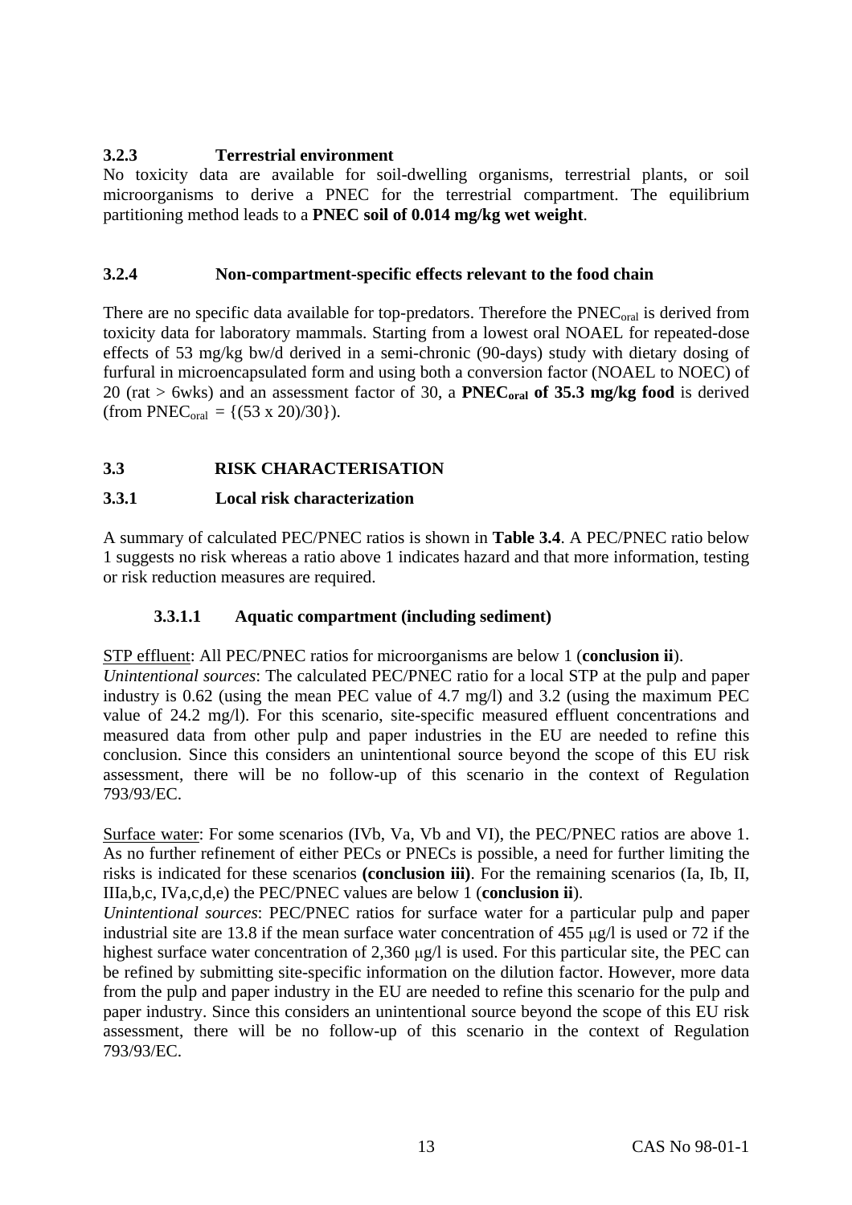### 3.2.3 Terrestrial environment

No toxicity data are available for soil-dwelling organisms, terrestrial plants, or soil microorganisms to derive a PNEC for the terrestrial compartment. The equilibrium partitioning method leads to a **PNEC soil of 0.014 mg/kg wet weight**.

### 3.2.4 Non-compartment-specific effects relevant to the food chain

There are no specific data available for top-predators. Therefore the $PNEC_{oral}$ is derived from toxicity data for laboratory mammals. Starting from a lowest oral NOAEL for repeated-dose effects of 53 mg/kg bw/d derived in a semi-chronic (90-days) study with dietary dosing of furfural in microencapsulated form and using both a conversion factor (NOAEL to NOEC) of 20 (rat > 6wks) and an assessment factor of 30, a **$PNEC_{oral}$ of 35.3 mg/kg food** is derived (from $PNEC_{oral} = \{(53 \times 20)/30\}$).

## 3.3 RISK CHARACTERISATION

### 3.3.1 Local risk characterization

A summary of calculated PEC/PNEC ratios is shown in **Table 3.4**. A PEC/PNEC ratio below 1 suggests no risk whereas a ratio above 1 indicates hazard and that more information, testing or risk reduction measures are required.

#### 3.3.1.1 Aquatic compartment (including sediment)

STP effluent: All PEC/PNEC ratios for microorganisms are below 1 (**conclusion ii**).
*Unintentional sources*: The calculated PEC/PNEC ratio for a local STP at the pulp and paper industry is 0.62 (using the mean PEC value of 4.7 mg/l) and 3.2 (using the maximum PEC value of 24.2 mg/l). For this scenario, site-specific measured effluent concentrations and measured data from other pulp and paper industries in the EU are needed to refine this conclusion. Since this considers an unintentional source beyond the scope of this EU risk assessment, there will be no follow-up of this scenario in the context of Regulation 793/93/EC.

Surface water: For some scenarios (IVb, Va, Vb and VI), the PEC/PNEC ratios are above 1. As no further refinement of either PECs or PNECs is possible, a need for further limiting the risks is indicated for these scenarios **(conclusion iii)**. For the remaining scenarios (Ia, Ib, II, IIIa,b,c, IVa,c,d,e) the PEC/PNEC values are below 1 (**conclusion ii**).
*Unintentional sources*: PEC/PNEC ratios for surface water for a particular pulp and paper industrial site are 13.8 if the mean surface water concentration of 455 μg/l is used or 72 if the highest surface water concentration of 2,360 μg/l is used. For this particular site, the PEC can be refined by submitting site-specific information on the dilution factor. However, more data from the pulp and paper industry in the EU are needed to refine this scenario for the pulp and paper industry. Since this considers an unintentional source beyond the scope of this EU risk assessment, there will be no follow-up of this scenario in the context of Regulation 793/93/EC.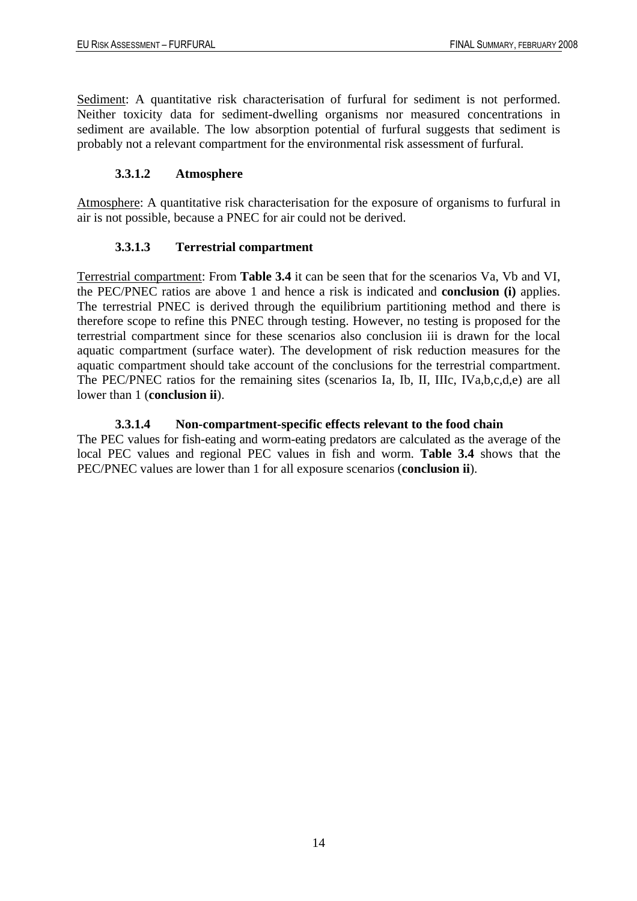Sediment: A quantitative risk characterisation of furfural for sediment is not performed. Neither toxicity data for sediment-dwelling organisms nor measured concentrations in sediment are available. The low absorption potential of furfural suggests that sediment is probably not a relevant compartment for the environmental risk assessment of furfural.

#### 3.3.1.2 Atmosphere

Atmosphere: A quantitative risk characterisation for the exposure of organisms to furfural in air is not possible, because a PNEC for air could not be derived.

#### 3.3.1.3 Terrestrial compartment

Terrestrial compartment: From **Table 3.4** it can be seen that for the scenarios Va, Vb and VI, the PEC/PNEC ratios are above 1 and hence a risk is indicated and **conclusion (i)** applies. The terrestrial PNEC is derived through the equilibrium partitioning method and there is therefore scope to refine this PNEC through testing. However, no testing is proposed for the terrestrial compartment since for these scenarios also conclusion iii is drawn for the local aquatic compartment (surface water). The development of risk reduction measures for the aquatic compartment should take account of the conclusions for the terrestrial compartment. The PEC/PNEC ratios for the remaining sites (scenarios Ia, Ib, II, IIIc, IVa,b,c,d,e) are all lower than 1 (**conclusion ii**).

#### 3.3.1.4 Non-compartment-specific effects relevant to the food chain

The PEC values for fish-eating and worm-eating predators are calculated as the average of the local PEC values and regional PEC values in fish and worm. **Table 3.4** shows that the PEC/PNEC values are lower than 1 for all exposure scenarios (**conclusion ii**).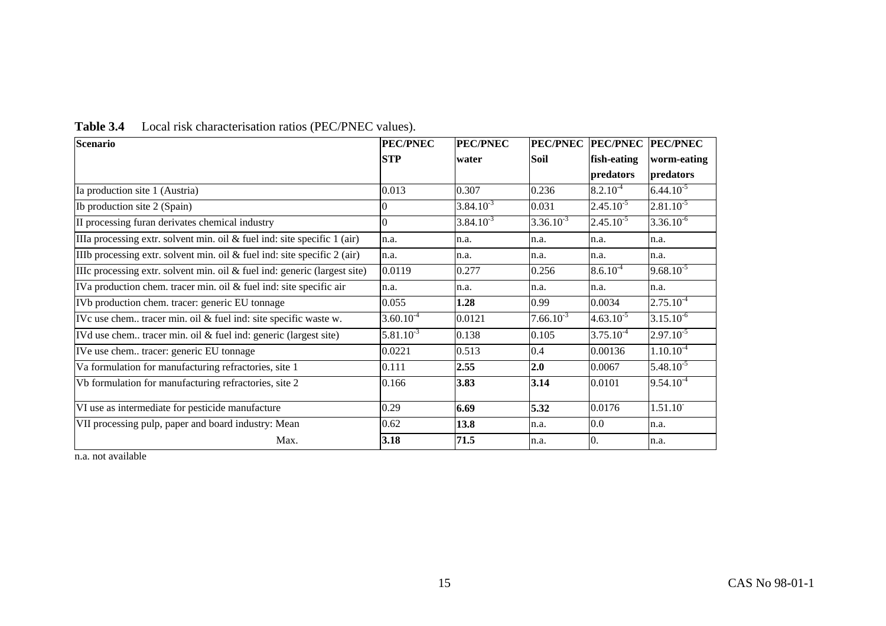**Table 3.4** Local risk characterisation ratios (PEC/PNEC values).

| Scenario | PEC/PNEC STP | PEC/PNEC water | PEC/PNEC Soil | PEC/PNEC fish-eating predators | PEC/PNEC worm-eating predators |
|---|---|---|---|---|---|
| Ia production site 1 (Austria) | 0.013 | 0.307 | 0.236 | $8.2.10^{-4}$ | $6.44.10^{-5}$ |
| Ib production site 2 (Spain) | 0 | $3.84.10^{-3}$ | 0.031 | $2.45.10^{-5}$ | $2.81.10^{-5}$ |
| II processing furan derivates chemical industry | 0 | $3.84.10^{-3}$ | $3.36.10^{-3}$ | $2.45.10^{-5}$ | $3.36.10^{-6}$ |
| IIIa processing extr. solvent min. oil & fuel ind: site specific 1 (air) | n.a. | n.a. | n.a. | n.a. | n.a. |
| IIIb processing extr. solvent min. oil & fuel ind: site specific 2 (air) | n.a. | n.a. | n.a. | n.a. | n.a. |
| IIIc processing extr. solvent min. oil & fuel ind: generic (largest site) | 0.0119 | 0.277 | 0.256 | $8.6.10^{-4}$ | $9.68.10^{-5}$ |
| IVa production chem. tracer min. oil & fuel ind: site specific air | n.a. | n.a. | n.a. | n.a. | n.a. |
| IVb production chem. tracer: generic EU tonnage | 0.055 | **1.28** | 0.99 | 0.0034 | $2.75.10^{-4}$ |
| IVc use chem.. tracer min. oil & fuel ind: site specific waste w. | $3.60.10^{-4}$ | 0.0121 | $7.66.10^{-3}$ | $4.63.10^{-5}$ | $3.15.10^{-6}$ |
| IVd use chem.. tracer min. oil & fuel ind: generic (largest site) | $5.81.10^{-3}$ | 0.138 | 0.105 | $3.75.10^{-4}$ | $2.97.10^{-5}$ |
| IVe use chem.. tracer: generic EU tonnage | 0.0221 | 0.513 | 0.4 | 0.00136 | $1.10.10^{-4}$ |
| Va formulation for manufacturing refractories, site 1 | 0.111 | **2.55** | **2.0** | 0.0067 | $5.48.10^{-5}$ |
| Vb formulation for manufacturing refractories, site 2 | 0.166 | **3.83** | **3.14** | 0.0101 | $9.54.10^{-4}$ |
| VI use as intermediate for pesticide manufacture | 0.29 | **6.69** | **5.32** | 0.0176 | $1.51.10^{-}$ |
| VII processing pulp, paper and board industry: Mean | 0.62 | **13.8** | n.a. | 0.0 | n.a. |
| Max. | **3.18** | **71.5** | n.a. | 0. | n.a. |

n.a. not available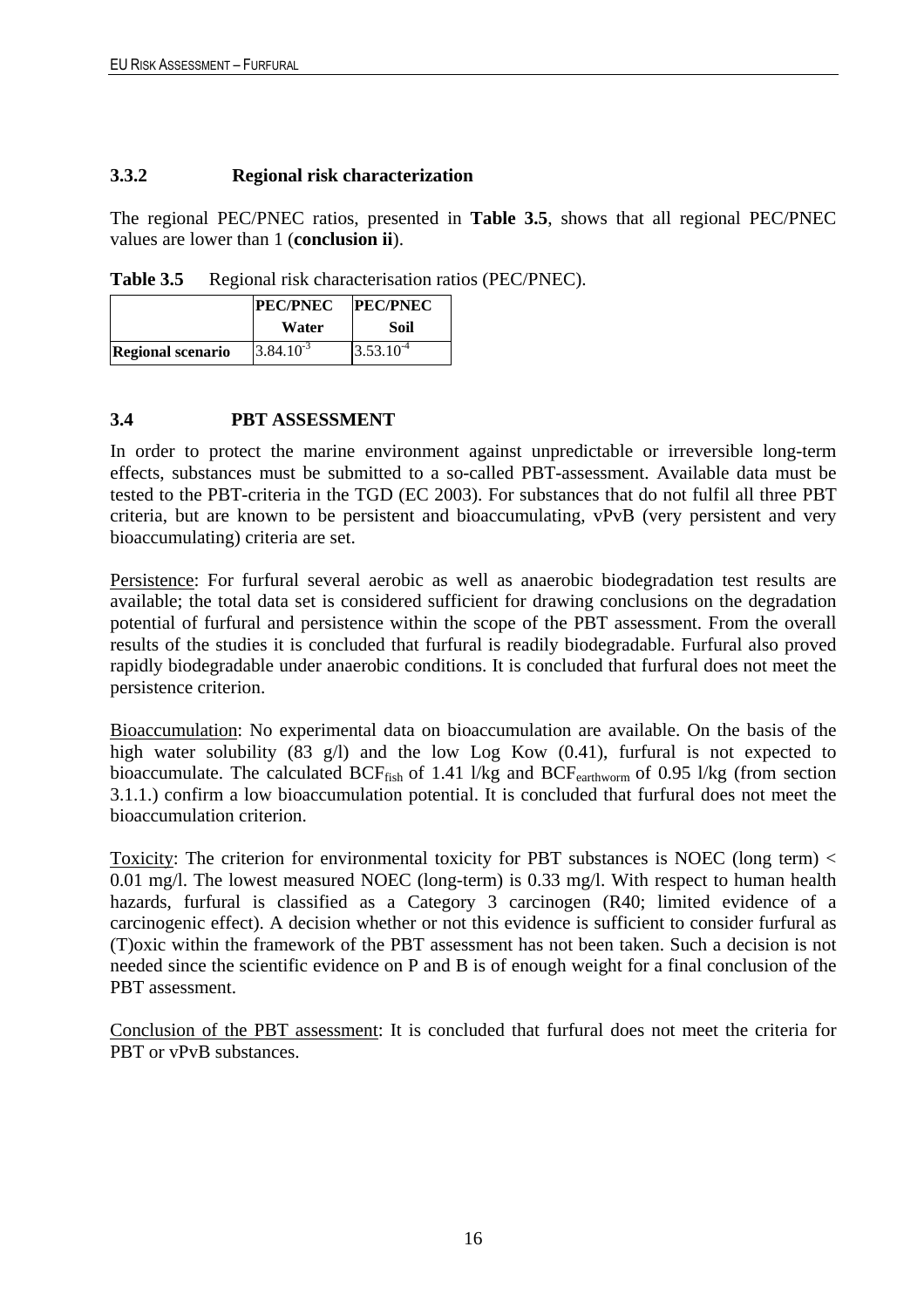### 3.3.2 Regional risk characterization

The regional PEC/PNEC ratios, presented in **Table 3.5**, shows that all regional PEC/PNEC values are lower than 1 (**conclusion ii**).

**Table 3.5** Regional risk characterisation ratios (PEC/PNEC).

| | PEC/PNEC Water | PEC/PNEC Soil |
|---|---|---|
| **Regional scenario** | $3.84.10^{-3}$ | $3.53.10^{-4}$ |

### 3.4 PBT ASSESSMENT

In order to protect the marine environment against unpredictable or irreversible long-term effects, substances must be submitted to a so-called PBT-assessment. Available data must be tested to the PBT-criteria in the TGD (EC 2003). For substances that do not fulfil all three PBT criteria, but are known to be persistent and bioaccumulating, vPvB (very persistent and very bioaccumulating) criteria are set.

Persistence: For furfural several aerobic as well as anaerobic biodegradation test results are available; the total data set is considered sufficient for drawing conclusions on the degradation potential of furfural and persistence within the scope of the PBT assessment. From the overall results of the studies it is concluded that furfural is readily biodegradable. Furfural also proved rapidly biodegradable under anaerobic conditions. It is concluded that furfural does not meet the persistence criterion.

Bioaccumulation: No experimental data on bioaccumulation are available. On the basis of the high water solubility (83 g/l) and the low Log Kow (0.41), furfural is not expected to bioaccumulate. The calculated $BCF_{fish}$ of 1.41 l/kg and $BCF_{earthworm}$ of 0.95 l/kg (from section 3.1.1.) confirm a low bioaccumulation potential. It is concluded that furfural does not meet the bioaccumulation criterion.

Toxicity: The criterion for environmental toxicity for PBT substances is NOEC (long term) < 0.01 mg/l. The lowest measured NOEC (long-term) is 0.33 mg/l. With respect to human health hazards, furfural is classified as a Category 3 carcinogen (R40; limited evidence of a carcinogenic effect). A decision whether or not this evidence is sufficient to consider furfural as (T)oxic within the framework of the PBT assessment has not been taken. Such a decision is not needed since the scientific evidence on P and B is of enough weight for a final conclusion of the PBT assessment.

Conclusion of the PBT assessment: It is concluded that furfural does not meet the criteria for PBT or vPvB substances.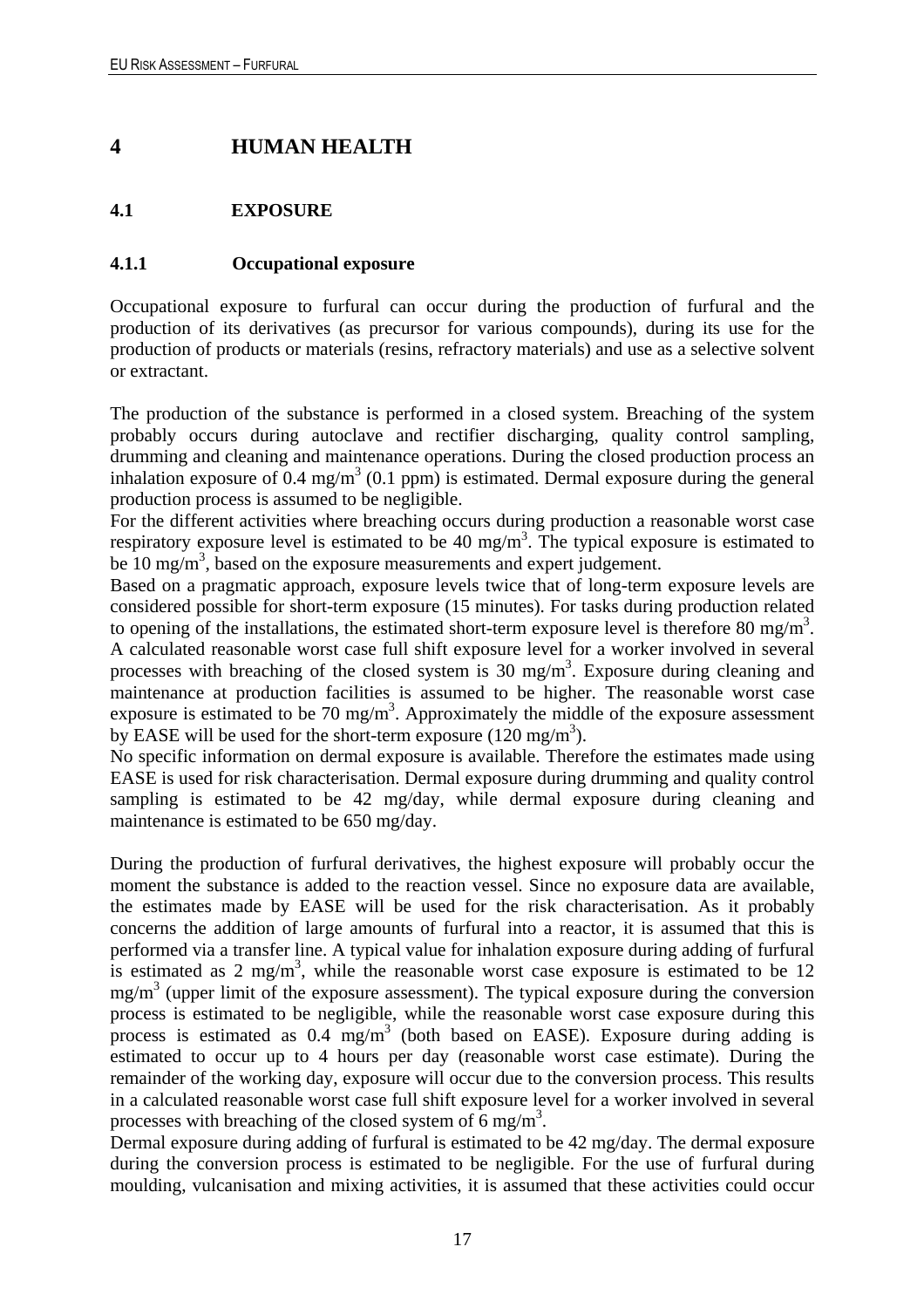# 4 HUMAN HEALTH

## 4.1 EXPOSURE

### 4.1.1 Occupational exposure

Occupational exposure to furfural can occur during the production of furfural and the production of its derivatives (as precursor for various compounds), during its use for the production of products or materials (resins, refractory materials) and use as a selective solvent or extractant.

The production of the substance is performed in a closed system. Breaching of the system probably occurs during autoclave and rectifier discharging, quality control sampling, drumming and cleaning and maintenance operations. During the closed production process an inhalation exposure of 0.4 mg/m$^3$ (0.1 ppm) is estimated. Dermal exposure during the general production process is assumed to be negligible.

For the different activities where breaching occurs during production a reasonable worst case respiratory exposure level is estimated to be 40 mg/m$^3$. The typical exposure is estimated to be 10 mg/m$^3$, based on the exposure measurements and expert judgement.

Based on a pragmatic approach, exposure levels twice that of long-term exposure levels are considered possible for short-term exposure (15 minutes). For tasks during production related to opening of the installations, the estimated short-term exposure level is therefore 80 mg/m$^3$. A calculated reasonable worst case full shift exposure level for a worker involved in several processes with breaching of the closed system is 30 mg/m$^3$. Exposure during cleaning and maintenance at production facilities is assumed to be higher. The reasonable worst case exposure is estimated to be 70 mg/m$^3$. Approximately the middle of the exposure assessment by EASE will be used for the short-term exposure (120 mg/m$^3$).

No specific information on dermal exposure is available. Therefore the estimates made using EASE is used for risk characterisation. Dermal exposure during drumming and quality control sampling is estimated to be 42 mg/day, while dermal exposure during cleaning and maintenance is estimated to be 650 mg/day.

During the production of furfural derivatives, the highest exposure will probably occur the moment the substance is added to the reaction vessel. Since no exposure data are available, the estimates made by EASE will be used for the risk characterisation. As it probably concerns the addition of large amounts of furfural into a reactor, it is assumed that this is performed via a transfer line. A typical value for inhalation exposure during adding of furfural is estimated as 2 mg/m$^3$, while the reasonable worst case exposure is estimated to be 12 mg/m$^3$ (upper limit of the exposure assessment). The typical exposure during the conversion process is estimated to be negligible, while the reasonable worst case exposure during this process is estimated as 0.4 mg/m$^3$ (both based on EASE). Exposure during adding is estimated to occur up to 4 hours per day (reasonable worst case estimate). During the remainder of the working day, exposure will occur due to the conversion process. This results in a calculated reasonable worst case full shift exposure level for a worker involved in several processes with breaching of the closed system of 6 mg/m$^3$.

Dermal exposure during adding of furfural is estimated to be 42 mg/day. The dermal exposure during the conversion process is estimated to be negligible. For the use of furfural during moulding, vulcanisation and mixing activities, it is assumed that these activities could occur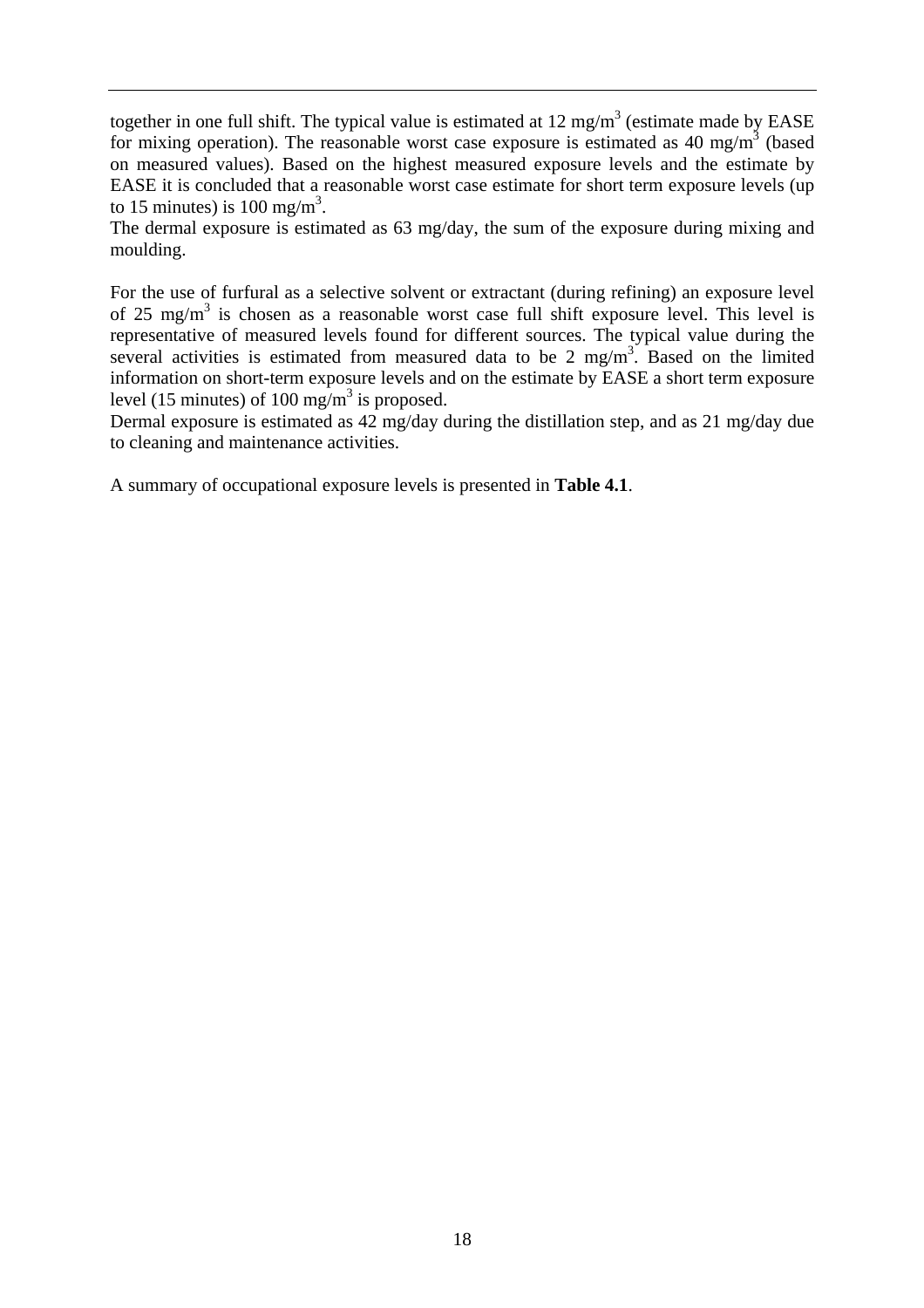together in one full shift. The typical value is estimated at 12 $mg/m^3$ (estimate made by EASE for mixing operation). The reasonable worst case exposure is estimated as 40 $mg/m^3$ (based on measured values). Based on the highest measured exposure levels and the estimate by EASE it is concluded that a reasonable worst case estimate for short term exposure levels (up to 15 minutes) is 100 $mg/m^3$.
The dermal exposure is estimated as 63 mg/day, the sum of the exposure during mixing and moulding.

For the use of furfural as a selective solvent or extractant (during refining) an exposure level of 25 $mg/m^3$ is chosen as a reasonable worst case full shift exposure level. This level is representative of measured levels found for different sources. The typical value during the several activities is estimated from measured data to be 2 $mg/m^3$. Based on the limited information on short-term exposure levels and on the estimate by EASE a short term exposure level (15 minutes) of 100 $mg/m^3$ is proposed.
Dermal exposure is estimated as 42 mg/day during the distillation step, and as 21 mg/day due to cleaning and maintenance activities.

A summary of occupational exposure levels is presented in **Table 4.1**.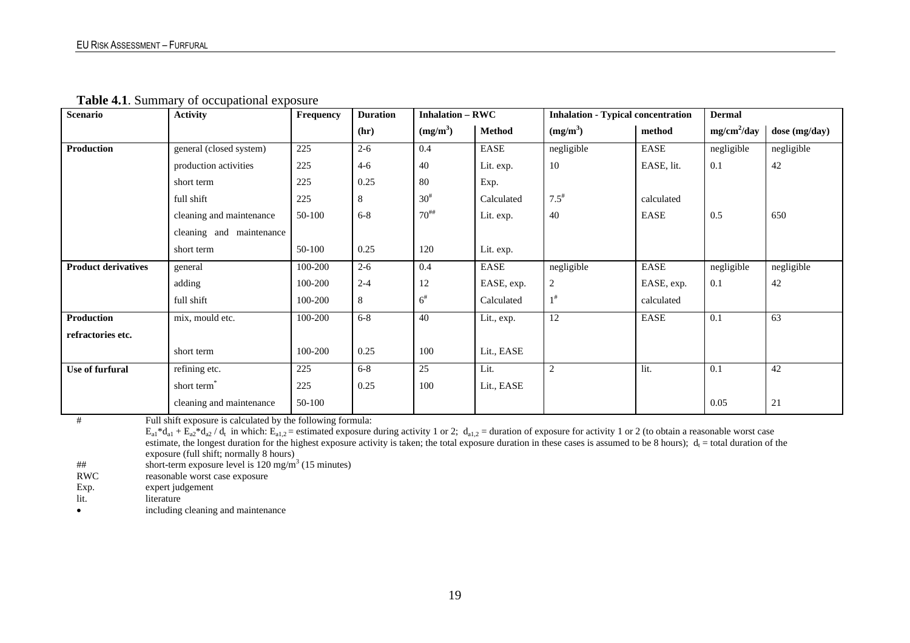**Table 4.1**. Summary of occupational exposure

| Scenario | Activity | Frequency | Duration | Inhalation – RWC | | Inhalation - Typical concentration | | Dermal | |
|---|---|---|---|---|---|---|---|---|---|
| | | | (hr) | ($mg/m^3$) | Method | ($mg/m^3$) | method | $mg/cm^2/day$ | dose (mg/day) |
| **Production** | general (closed system) | 225 | 2-6 | 0.4 | EASE | negligible | EASE | negligible | negligible |
| | production activities | 225 | 4-6 | 40 | Lit. exp. | 10 | EASE, lit. | 0.1 | 42 |
| | short term | 225 | 0.25 | 80 | Exp. | | | | |
| | full shift | 225 | 8 | 30[#] | Calculated | 7.5[#] | calculated | | |
| | cleaning and maintenance | 50-100 | 6-8 | 70[##] | Lit. exp. | 40 | EASE | 0.5 | 650 |
| | cleaning and maintenance short term | 50-100 | 0.25 | 120 | Lit. exp. | | | | |
| **Product derivatives** | general | 100-200 | 2-6 | 0.4 | EASE | negligible | EASE | negligible | negligible |
| | adding | 100-200 | 2-4 | 12 | EASE, exp. | 2 | EASE, exp. | 0.1 | 42 |
| | full shift | 100-200 | 8 | 6[#] | Calculated | 1[#] | calculated | | |
| **Production refractories etc.** | mix, mould etc. | 100-200 | 6-8 | 40 | Lit., exp. | 12 | EASE | 0.1 | 63 |
| | short term | 100-200 | 0.25 | 100 | Lit., EASE | | | | |
| **Use of furfural** | refining etc. | 225 | 6-8 | 25 | Lit. | 2 | lit. | 0.1 | 42 |
| | short term[*] | 225 | 0.25 | 100 | Lit., EASE | | | | |
| | cleaning and maintenance | 50-100 | | | | | | 0.05 | 21 |

\# Full shift exposure is calculated by the following formula: $E_{a1}*d_{a1} + E_{a2}*d_{a2} / d_t$ in which: $E_{a1,2}$ = estimated exposure during activity 1 or 2; $d_{a1,2}$ = duration of exposure for activity 1 or 2 (to obtain a reasonable worst case estimate, the longest duration for the highest exposure activity is taken; the total exposure duration in these cases is assumed to be 8 hours); $d_t$ = total duration of the exposure (full shift; normally 8 hours)

\## short-term exposure level is 120 $mg/m^3$ (15 minutes)

RWC reasonable worst case exposure

Exp. expert judgement

lit. literature

\* including cleaning and maintenance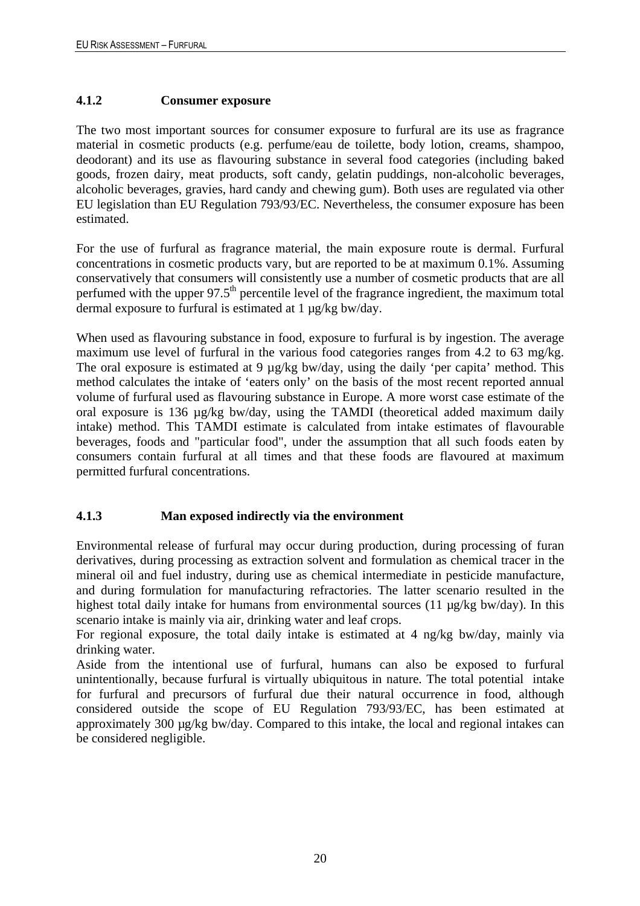### 4.1.2 Consumer exposure

The two most important sources for consumer exposure to furfural are its use as fragrance material in cosmetic products (e.g. perfume/eau de toilette, body lotion, creams, shampoo, deodorant) and its use as flavouring substance in several food categories (including baked goods, frozen dairy, meat products, soft candy, gelatin puddings, non-alcoholic beverages, alcoholic beverages, gravies, hard candy and chewing gum). Both uses are regulated via other EU legislation than EU Regulation 793/93/EC. Nevertheless, the consumer exposure has been estimated.

For the use of furfural as fragrance material, the main exposure route is dermal. Furfural concentrations in cosmetic products vary, but are reported to be at maximum 0.1%. Assuming conservatively that consumers will consistently use a number of cosmetic products that are all perfumed with the upper 97.5$^{th}$ percentile level of the fragrance ingredient, the maximum total dermal exposure to furfural is estimated at 1 µg/kg bw/day.

When used as flavouring substance in food, exposure to furfural is by ingestion. The average maximum use level of furfural in the various food categories ranges from 4.2 to 63 mg/kg. The oral exposure is estimated at 9 µg/kg bw/day, using the daily 'per capita' method. This method calculates the intake of 'eaters only' on the basis of the most recent reported annual volume of furfural used as flavouring substance in Europe. A more worst case estimate of the oral exposure is 136 µg/kg bw/day, using the TAMDI (theoretical added maximum daily intake) method. This TAMDI estimate is calculated from intake estimates of flavourable beverages, foods and "particular food", under the assumption that all such foods eaten by consumers contain furfural at all times and that these foods are flavoured at maximum permitted furfural concentrations.

### 4.1.3 Man exposed indirectly via the environment

Environmental release of furfural may occur during production, during processing of furan derivatives, during processing as extraction solvent and formulation as chemical tracer in the mineral oil and fuel industry, during use as chemical intermediate in pesticide manufacture, and during formulation for manufacturing refractories. The latter scenario resulted in the highest total daily intake for humans from environmental sources (11 µg/kg bw/day). In this scenario intake is mainly via air, drinking water and leaf crops.

For regional exposure, the total daily intake is estimated at 4 ng/kg bw/day, mainly via drinking water.

Aside from the intentional use of furfural, humans can also be exposed to furfural unintentionally, because furfural is virtually ubiquitous in nature. The total potential intake for furfural and precursors of furfural due their natural occurrence in food, although considered outside the scope of EU Regulation 793/93/EC, has been estimated at approximately 300 µg/kg bw/day. Compared to this intake, the local and regional intakes can be considered negligible.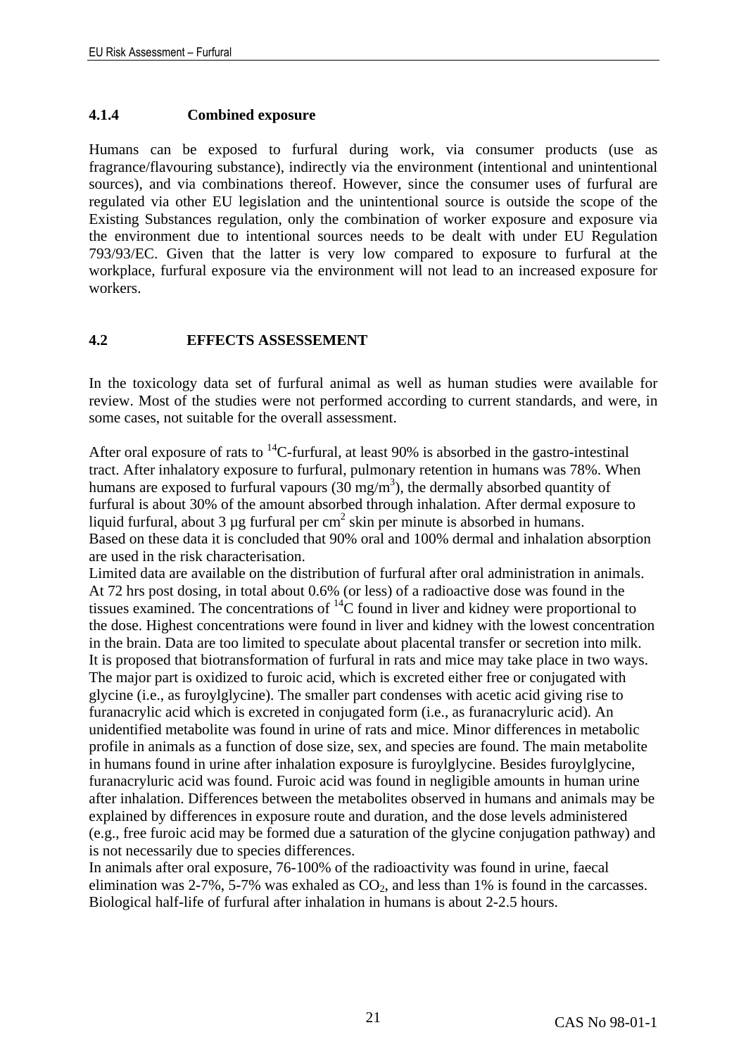### 4.1.4 Combined exposure

Humans can be exposed to furfural during work, via consumer products (use as fragrance/flavouring substance), indirectly via the environment (intentional and unintentional sources), and via combinations thereof. However, since the consumer uses of furfural are regulated via other EU legislation and the unintentional source is outside the scope of the Existing Substances regulation, only the combination of worker exposure and exposure via the environment due to intentional sources needs to be dealt with under EU Regulation 793/93/EC. Given that the latter is very low compared to exposure to furfural at the workplace, furfural exposure via the environment will not lead to an increased exposure for workers.

## 4.2 EFFECTS ASSESSEMENT

In the toxicology data set of furfural animal as well as human studies were available for review. Most of the studies were not performed according to current standards, and were, in some cases, not suitable for the overall assessment.

After oral exposure of rats to $^{14}C$-furfural, at least 90% is absorbed in the gastro-intestinal tract. After inhalatory exposure to furfural, pulmonary retention in humans was 78%. When humans are exposed to furfural vapours (30 mg/m$^3$), the dermally absorbed quantity of furfural is about 30% of the amount absorbed through inhalation. After dermal exposure to liquid furfural, about 3 µg furfural per cm$^2$ skin per minute is absorbed in humans.
Based on these data it is concluded that 90% oral and 100% dermal and inhalation absorption are used in the risk characterisation.
Limited data are available on the distribution of furfural after oral administration in animals. At 72 hrs post dosing, in total about 0.6% (or less) of a radioactive dose was found in the tissues examined. The concentrations of $^{14}C$ found in liver and kidney were proportional to the dose. Highest concentrations were found in liver and kidney with the lowest concentration in the brain. Data are too limited to speculate about placental transfer or secretion into milk.
It is proposed that biotransformation of furfural in rats and mice may take place in two ways. The major part is oxidized to furoic acid, which is excreted either free or conjugated with glycine (i.e., as furoylglycine). The smaller part condenses with acetic acid giving rise to furanacrylic acid which is excreted in conjugated form (i.e., as furanacryluric acid). An unidentified metabolite was found in urine of rats and mice. Minor differences in metabolic profile in animals as a function of dose size, sex, and species are found. The main metabolite in humans found in urine after inhalation exposure is furoylglycine. Besides furoylglycine, furanacryluric acid was found. Furoic acid was found in negligible amounts in human urine after inhalation. Differences between the metabolites observed in humans and animals may be explained by differences in exposure route and duration, and the dose levels administered (e.g., free furoic acid may be formed due a saturation of the glycine conjugation pathway) and is not necessarily due to species differences.
In animals after oral exposure, 76-100% of the radioactivity was found in urine, faecal elimination was 2-7%, 5-7% was exhaled as $CO_2$, and less than 1% is found in the carcasses. Biological half-life of furfural after inhalation in humans is about 2-2.5 hours.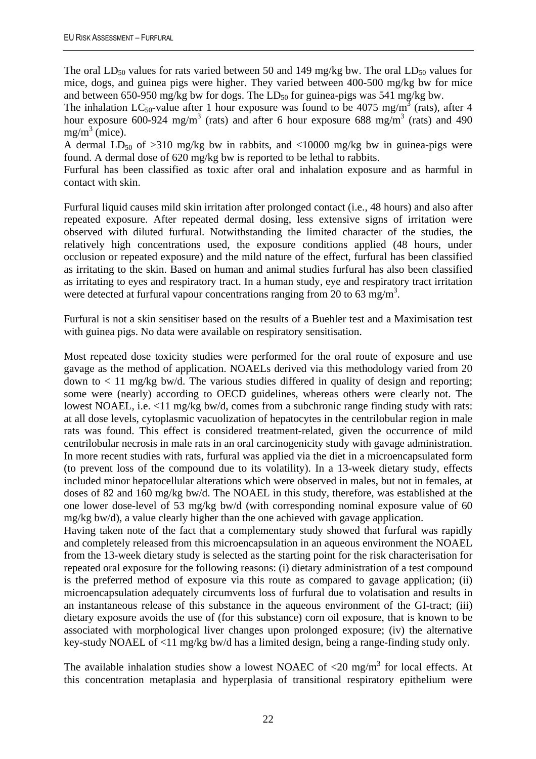The oral $LD_{50}$ values for rats varied between 50 and 149 mg/kg bw. The oral $LD_{50}$ values for mice, dogs, and guinea pigs were higher. They varied between 400-500 mg/kg bw for mice and between 650-950 mg/kg bw for dogs. The $LD_{50}$ for guinea-pigs was 541 mg/kg bw.
The inhalation $LC_{50}$-value after 1 hour exposure was found to be 4075 mg/m$^3$ (rats), after 4 hour exposure 600-924 mg/m$^3$ (rats) and after 6 hour exposure 688 mg/m$^3$ (rats) and 490 mg/m$^3$ (mice).
A dermal $LD_{50}$ of >310 mg/kg bw in rabbits, and <10000 mg/kg bw in guinea-pigs were found. A dermal dose of 620 mg/kg bw is reported to be lethal to rabbits.
Furfural has been classified as toxic after oral and inhalation exposure and as harmful in contact with skin.

Furfural liquid causes mild skin irritation after prolonged contact (i.e., 48 hours) and also after repeated exposure. After repeated dermal dosing, less extensive signs of irritation were observed with diluted furfural. Notwithstanding the limited character of the studies, the relatively high concentrations used, the exposure conditions applied (48 hours, under occlusion or repeated exposure) and the mild nature of the effect, furfural has been classified as irritating to the skin. Based on human and animal studies furfural has also been classified as irritating to eyes and respiratory tract. In a human study, eye and respiratory tract irritation were detected at furfural vapour concentrations ranging from 20 to 63 mg/m$^3$.

Furfural is not a skin sensitiser based on the results of a Buehler test and a Maximisation test with guinea pigs. No data were available on respiratory sensitisation.

Most repeated dose toxicity studies were performed for the oral route of exposure and use gavage as the method of application. NOAELs derived via this methodology varied from 20 down to < 11 mg/kg bw/d. The various studies differed in quality of design and reporting; some were (nearly) according to OECD guidelines, whereas others were clearly not. The lowest NOAEL, i.e. <11 mg/kg bw/d, comes from a subchronic range finding study with rats: at all dose levels, cytoplasmic vacuolization of hepatocytes in the centrilobular region in male rats was found. This effect is considered treatment-related, given the occurrence of mild centrilobular necrosis in male rats in an oral carcinogenicity study with gavage administration. In more recent studies with rats, furfural was applied via the diet in a microencapsulated form (to prevent loss of the compound due to its volatility). In a 13-week dietary study, effects included minor hepatocellular alterations which were observed in males, but not in females, at doses of 82 and 160 mg/kg bw/d. The NOAEL in this study, therefore, was established at the one lower dose-level of 53 mg/kg bw/d (with corresponding nominal exposure value of 60 mg/kg bw/d), a value clearly higher than the one achieved with gavage application.
Having taken note of the fact that a complementary study showed that furfural was rapidly and completely released from this microencapsulation in an aqueous environment the NOAEL from the 13-week dietary study is selected as the starting point for the risk characterisation for repeated oral exposure for the following reasons: (i) dietary administration of a test compound is the preferred method of exposure via this route as compared to gavage application; (ii) microencapsulation adequately circumvents loss of furfural due to volatisation and results in an instantaneous release of this substance in the aqueous environment of the GI-tract; (iii) dietary exposure avoids the use of (for this substance) corn oil exposure, that is known to be associated with morphological liver changes upon prolonged exposure; (iv) the alternative key-study NOAEL of <11 mg/kg bw/d has a limited design, being a range-finding study only.

The available inhalation studies show a lowest NOAEC of <20 mg/m$^3$ for local effects. At this concentration metaplasia and hyperplasia of transitional respiratory epithelium were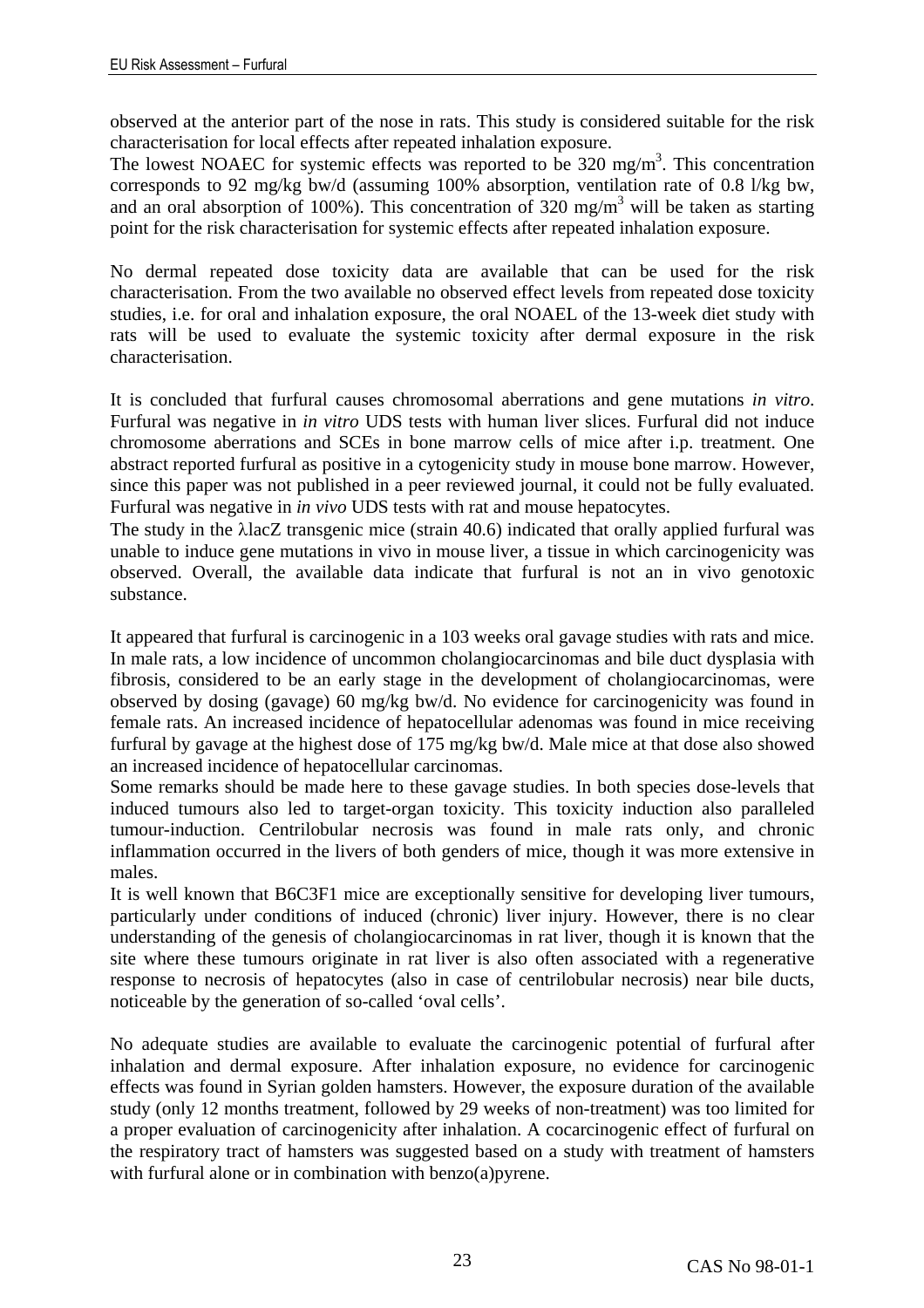observed at the anterior part of the nose in rats. This study is considered suitable for the risk characterisation for local effects after repeated inhalation exposure.
The lowest NOAEC for systemic effects was reported to be 320 $mg/m^3$. This concentration corresponds to 92 mg/kg bw/d (assuming 100% absorption, ventilation rate of 0.8 l/kg bw, and an oral absorption of 100%). This concentration of 320 $mg/m^3$ will be taken as starting point for the risk characterisation for systemic effects after repeated inhalation exposure.

No dermal repeated dose toxicity data are available that can be used for the risk characterisation. From the two available no observed effect levels from repeated dose toxicity studies, i.e. for oral and inhalation exposure, the oral NOAEL of the 13-week diet study with rats will be used to evaluate the systemic toxicity after dermal exposure in the risk characterisation.

It is concluded that furfural causes chromosomal aberrations and gene mutations *in vitro*. Furfural was negative in *in vitro* UDS tests with human liver slices. Furfural did not induce chromosome aberrations and SCEs in bone marrow cells of mice after i.p. treatment. One abstract reported furfural as positive in a cytogenicity study in mouse bone marrow. However, since this paper was not published in a peer reviewed journal, it could not be fully evaluated. Furfural was negative in *in vivo* UDS tests with rat and mouse hepatocytes.
The study in the λlacZ transgenic mice (strain 40.6) indicated that orally applied furfural was unable to induce gene mutations in vivo in mouse liver, a tissue in which carcinogenicity was observed. Overall, the available data indicate that furfural is not an in vivo genotoxic substance.

It appeared that furfural is carcinogenic in a 103 weeks oral gavage studies with rats and mice. In male rats, a low incidence of uncommon cholangiocarcinomas and bile duct dysplasia with fibrosis, considered to be an early stage in the development of cholangiocarcinomas, were observed by dosing (gavage) 60 mg/kg bw/d. No evidence for carcinogenicity was found in female rats. An increased incidence of hepatocellular adenomas was found in mice receiving furfural by gavage at the highest dose of 175 mg/kg bw/d. Male mice at that dose also showed an increased incidence of hepatocellular carcinomas.
Some remarks should be made here to these gavage studies. In both species dose-levels that induced tumours also led to target-organ toxicity. This toxicity induction also paralleled tumour-induction. Centrilobular necrosis was found in male rats only, and chronic inflammation occurred in the livers of both genders of mice, though it was more extensive in males.
It is well known that B6C3F1 mice are exceptionally sensitive for developing liver tumours, particularly under conditions of induced (chronic) liver injury. However, there is no clear understanding of the genesis of cholangiocarcinomas in rat liver, though it is known that the site where these tumours originate in rat liver is also often associated with a regenerative response to necrosis of hepatocytes (also in case of centrilobular necrosis) near bile ducts, noticeable by the generation of so-called 'oval cells'.

No adequate studies are available to evaluate the carcinogenic potential of furfural after inhalation and dermal exposure. After inhalation exposure, no evidence for carcinogenic effects was found in Syrian golden hamsters. However, the exposure duration of the available study (only 12 months treatment, followed by 29 weeks of non-treatment) was too limited for a proper evaluation of carcinogenicity after inhalation. A cocarcinogenic effect of furfural on the respiratory tract of hamsters was suggested based on a study with treatment of hamsters with furfural alone or in combination with benzo(a)pyrene.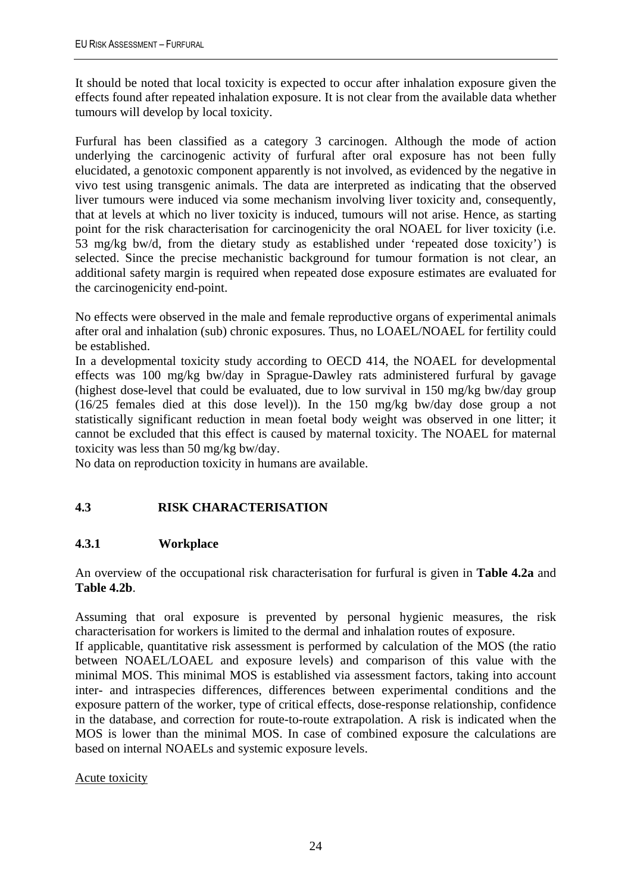It should be noted that local toxicity is expected to occur after inhalation exposure given the effects found after repeated inhalation exposure. It is not clear from the available data whether tumours will develop by local toxicity.

Furfural has been classified as a category 3 carcinogen. Although the mode of action underlying the carcinogenic activity of furfural after oral exposure has not been fully elucidated, a genotoxic component apparently is not involved, as evidenced by the negative in vivo test using transgenic animals. The data are interpreted as indicating that the observed liver tumours were induced via some mechanism involving liver toxicity and, consequently, that at levels at which no liver toxicity is induced, tumours will not arise. Hence, as starting point for the risk characterisation for carcinogenicity the oral NOAEL for liver toxicity (i.e. 53 mg/kg bw/d, from the dietary study as established under 'repeated dose toxicity') is selected. Since the precise mechanistic background for tumour formation is not clear, an additional safety margin is required when repeated dose exposure estimates are evaluated for the carcinogenicity end-point.

No effects were observed in the male and female reproductive organs of experimental animals after oral and inhalation (sub) chronic exposures. Thus, no LOAEL/NOAEL for fertility could be established.
In a developmental toxicity study according to OECD 414, the NOAEL for developmental effects was 100 mg/kg bw/day in Sprague-Dawley rats administered furfural by gavage (highest dose-level that could be evaluated, due to low survival in 150 mg/kg bw/day group (16/25 females died at this dose level)). In the 150 mg/kg bw/day dose group a not statistically significant reduction in mean foetal body weight was observed in one litter; it cannot be excluded that this effect is caused by maternal toxicity. The NOAEL for maternal toxicity was less than 50 mg/kg bw/day.
No data on reproduction toxicity in humans are available.

## 4.3 RISK CHARACTERISATION

### 4.3.1 Workplace

An overview of the occupational risk characterisation for furfural is given in **Table 4.2a** and **Table 4.2b**.

Assuming that oral exposure is prevented by personal hygienic measures, the risk characterisation for workers is limited to the dermal and inhalation routes of exposure.
If applicable, quantitative risk assessment is performed by calculation of the MOS (the ratio between NOAEL/LOAEL and exposure levels) and comparison of this value with the minimal MOS. This minimal MOS is established via assessment factors, taking into account inter- and intraspecies differences, differences between experimental conditions and the exposure pattern of the worker, type of critical effects, dose-response relationship, confidence in the database, and correction for route-to-route extrapolation. A risk is indicated when the MOS is lower than the minimal MOS. In case of combined exposure the calculations are based on internal NOAELs and systemic exposure levels.

Acute toxicity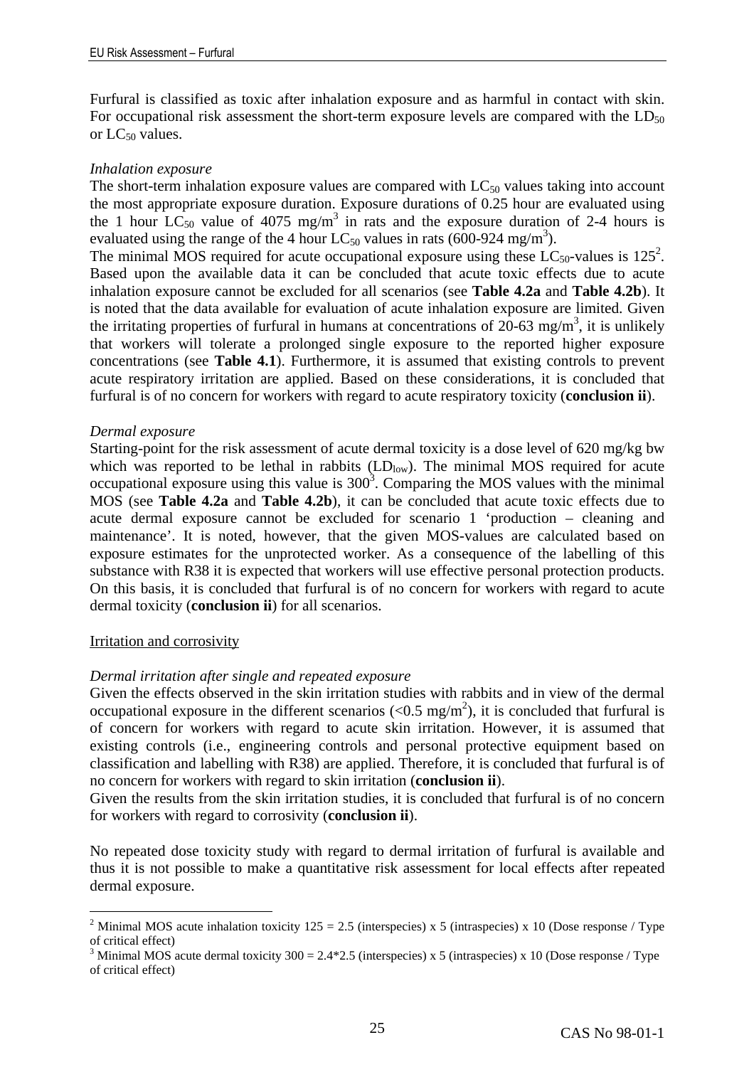Furfural is classified as toxic after inhalation exposure and as harmful in contact with skin. For occupational risk assessment the short-term exposure levels are compared with the $LD_{50}$ or $LC_{50}$ values.

*Inhalation exposure*

The short-term inhalation exposure values are compared with $LC_{50}$ values taking into account the most appropriate exposure duration. Exposure durations of 0.25 hour are evaluated using the 1 hour $LC_{50}$ value of 4075 mg/m$^3$ in rats and the exposure duration of 2-4 hours is evaluated using the range of the 4 hour $LC_{50}$ values in rats (600-924 mg/m$^3$).

The minimal MOS required for acute occupational exposure using these $LC_{50}$-values is 125[2]. Based upon the available data it can be concluded that acute toxic effects due to acute inhalation exposure cannot be excluded for all scenarios (see **Table 4.2a** and **Table 4.2b**). It is noted that the data available for evaluation of acute inhalation exposure are limited. Given the irritating properties of furfural in humans at concentrations of 20-63 mg/m$^3$, it is unlikely that workers will tolerate a prolonged single exposure to the reported higher exposure concentrations (see **Table 4.1**). Furthermore, it is assumed that existing controls to prevent acute respiratory irritation are applied. Based on these considerations, it is concluded that furfural is of no concern for workers with regard to acute respiratory toxicity (**conclusion ii**).

*Dermal exposure*

Starting-point for the risk assessment of acute dermal toxicity is a dose level of 620 mg/kg bw which was reported to be lethal in rabbits ($LD_{low}$). The minimal MOS required for acute occupational exposure using this value is 300[3]. Comparing the MOS values with the minimal MOS (see **Table 4.2a** and **Table 4.2b**), it can be concluded that acute toxic effects due to acute dermal exposure cannot be excluded for scenario 1 'production – cleaning and maintenance'. It is noted, however, that the given MOS-values are calculated based on exposure estimates for the unprotected worker. As a consequence of the labelling of this substance with R38 it is expected that workers will use effective personal protection products. On this basis, it is concluded that furfural is of no concern for workers with regard to acute dermal toxicity (**conclusion ii**) for all scenarios.

Irritation and corrosivity

*Dermal irritation after single and repeated exposure*

Given the effects observed in the skin irritation studies with rabbits and in view of the dermal occupational exposure in the different scenarios (<0.5 mg/m$^2$), it is concluded that furfural is of concern for workers with regard to acute skin irritation. However, it is assumed that existing controls (i.e., engineering controls and personal protective equipment based on classification and labelling with R38) are applied. Therefore, it is concluded that furfural is of no concern for workers with regard to skin irritation (**conclusion ii**).

Given the results from the skin irritation studies, it is concluded that furfural is of no concern for workers with regard to corrosivity (**conclusion ii**).

No repeated dose toxicity study with regard to dermal irritation of furfural is available and thus it is not possible to make a quantitative risk assessment for local effects after repeated dermal exposure.

---

[2] Minimal MOS acute inhalation toxicity 125 = 2.5 (interspecies) x 5 (intraspecies) x 10 (Dose response / Type of critical effect)

[3] Minimal MOS acute dermal toxicity 300 = 2.4*2.5 (interspecies) x 5 (intraspecies) x 10 (Dose response / Type of critical effect)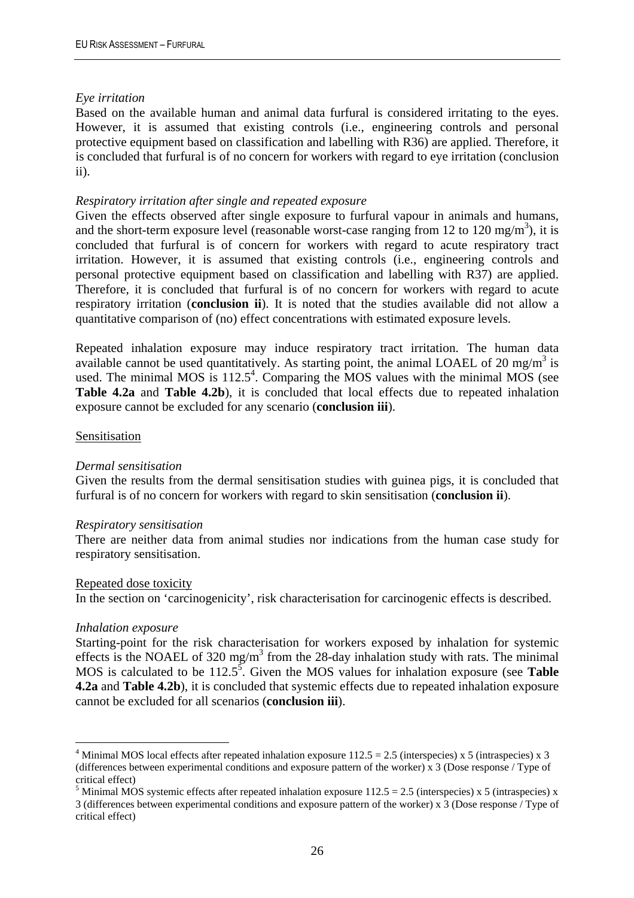*Eye irritation*

Based on the available human and animal data furfural is considered irritating to the eyes. However, it is assumed that existing controls (i.e., engineering controls and personal protective equipment based on classification and labelling with R36) are applied. Therefore, it is concluded that furfural is of no concern for workers with regard to eye irritation (conclusion ii).

*Respiratory irritation after single and repeated exposure*

Given the effects observed after single exposure to furfural vapour in animals and humans, and the short-term exposure level (reasonable worst-case ranging from 12 to 120 mg/m$^3$), it is concluded that furfural is of concern for workers with regard to acute respiratory tract irritation. However, it is assumed that existing controls (i.e., engineering controls and personal protective equipment based on classification and labelling with R37) are applied. Therefore, it is concluded that furfural is of no concern for workers with regard to acute respiratory irritation (**conclusion ii**). It is noted that the studies available did not allow a quantitative comparison of (no) effect concentrations with estimated exposure levels.

Repeated inhalation exposure may induce respiratory tract irritation. The human data available cannot be used quantitatively. As starting point, the animal LOAEL of 20 mg/m$^3$ is used. The minimal MOS is 112.5[4]. Comparing the MOS values with the minimal MOS (see **Table 4.2a** and **Table 4.2b**), it is concluded that local effects due to repeated inhalation exposure cannot be excluded for any scenario (**conclusion iii**).

Sensitisation

*Dermal sensitisation*

Given the results from the dermal sensitisation studies with guinea pigs, it is concluded that furfural is of no concern for workers with regard to skin sensitisation (**conclusion ii**).

*Respiratory sensitisation*

There are neither data from animal studies nor indications from the human case study for respiratory sensitisation.

Repeated dose toxicity

In the section on 'carcinogenicity', risk characterisation for carcinogenic effects is described.

*Inhalation exposure*

Starting-point for the risk characterisation for workers exposed by inhalation for systemic effects is the NOAEL of 320 mg/m$^3$ from the 28-day inhalation study with rats. The minimal MOS is calculated to be 112.5[5]. Given the MOS values for inhalation exposure (see **Table 4.2a** and **Table 4.2b**), it is concluded that systemic effects due to repeated inhalation exposure cannot be excluded for all scenarios (**conclusion iii**).

---

[4] Minimal MOS local effects after repeated inhalation exposure 112.5 = 2.5 (interspecies) x 5 (intraspecies) x 3 (differences between experimental conditions and exposure pattern of the worker) x 3 (Dose response / Type of critical effect)

[5] Minimal MOS systemic effects after repeated inhalation exposure 112.5 = 2.5 (interspecies) x 5 (intraspecies) x 3 (differences between experimental conditions and exposure pattern of the worker) x 3 (Dose response / Type of critical effect)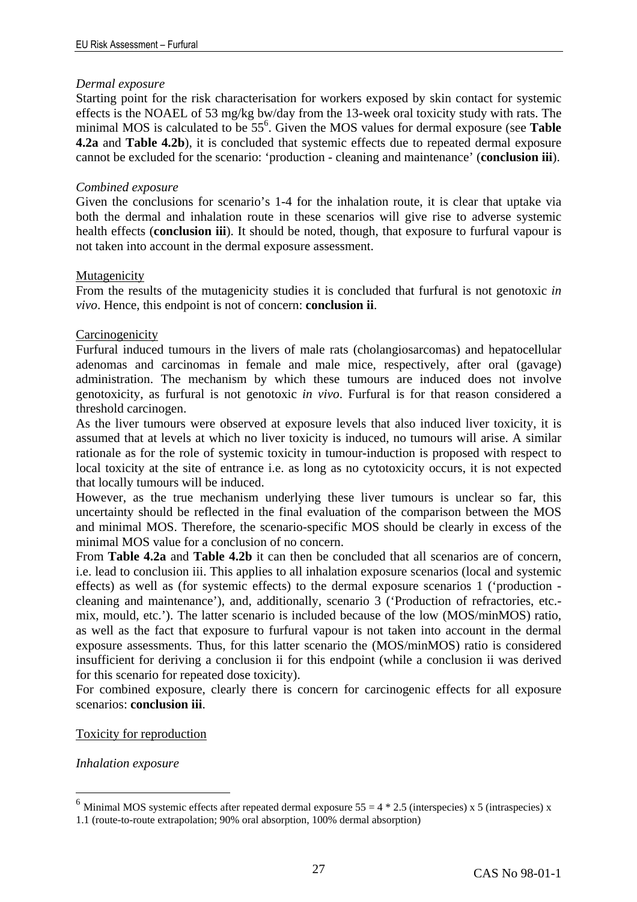*Dermal exposure*

Starting point for the risk characterisation for workers exposed by skin contact for systemic effects is the NOAEL of 53 mg/kg bw/day from the 13-week oral toxicity study with rats. The minimal MOS is calculated to be 55[6]. Given the MOS values for dermal exposure (see **Table 4.2a** and **Table 4.2b**), it is concluded that systemic effects due to repeated dermal exposure cannot be excluded for the scenario: 'production - cleaning and maintenance' (**conclusion iii**).

*Combined exposure*

Given the conclusions for scenario's 1-4 for the inhalation route, it is clear that uptake via both the dermal and inhalation route in these scenarios will give rise to adverse systemic health effects (**conclusion iii**). It should be noted, though, that exposure to furfural vapour is not taken into account in the dermal exposure assessment.

Mutagenicity

From the results of the mutagenicity studies it is concluded that furfural is not genotoxic *in vivo*. Hence, this endpoint is not of concern: **conclusion ii**.

Carcinogenicity

Furfural induced tumours in the livers of male rats (cholangiosarcomas) and hepatocellular adenomas and carcinomas in female and male mice, respectively, after oral (gavage) administration. The mechanism by which these tumours are induced does not involve genotoxicity, as furfural is not genotoxic *in vivo*. Furfural is for that reason considered a threshold carcinogen.

As the liver tumours were observed at exposure levels that also induced liver toxicity, it is assumed that at levels at which no liver toxicity is induced, no tumours will arise. A similar rationale as for the role of systemic toxicity in tumour-induction is proposed with respect to local toxicity at the site of entrance i.e. as long as no cytotoxicity occurs, it is not expected that locally tumours will be induced.

However, as the true mechanism underlying these liver tumours is unclear so far, this uncertainty should be reflected in the final evaluation of the comparison between the MOS and minimal MOS. Therefore, the scenario-specific MOS should be clearly in excess of the minimal MOS value for a conclusion of no concern.

From **Table 4.2a** and **Table 4.2b** it can then be concluded that all scenarios are of concern, i.e. lead to conclusion iii. This applies to all inhalation exposure scenarios (local and systemic effects) as well as (for systemic effects) to the dermal exposure scenarios 1 ('production - cleaning and maintenance'), and, additionally, scenario 3 ('Production of refractories, etc.- mix, mould, etc.'). The latter scenario is included because of the low (MOS/minMOS) ratio, as well as the fact that exposure to furfural vapour is not taken into account in the dermal exposure assessments. Thus, for this latter scenario the (MOS/minMOS) ratio is considered insufficient for deriving a conclusion ii for this endpoint (while a conclusion ii was derived for this scenario for repeated dose toxicity).

For combined exposure, clearly there is concern for carcinogenic effects for all exposure scenarios: **conclusion iii**.

Toxicity for reproduction

*Inhalation exposure*

---

[6] Minimal MOS systemic effects after repeated dermal exposure $55 = 4 * 2.5$ (interspecies) x 5 (intraspecies) x 1.1 (route-to-route extrapolation; 90% oral absorption, 100% dermal absorption)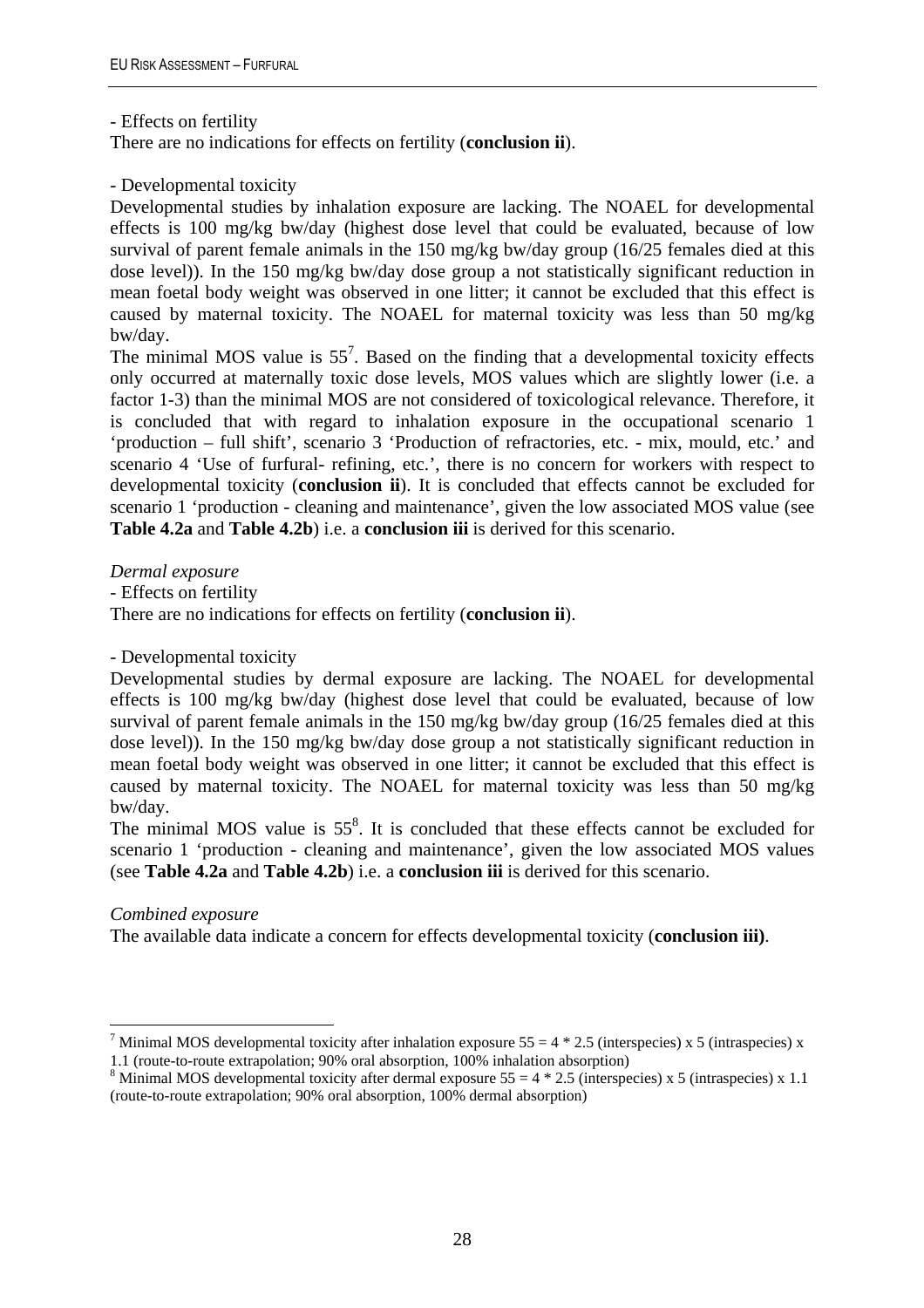- Effects on fertility

There are no indications for effects on fertility (**conclusion ii**).

- Developmental toxicity

Developmental studies by inhalation exposure are lacking. The NOAEL for developmental effects is 100 mg/kg bw/day (highest dose level that could be evaluated, because of low survival of parent female animals in the 150 mg/kg bw/day group (16/25 females died at this dose level)). In the 150 mg/kg bw/day dose group a not statistically significant reduction in mean foetal body weight was observed in one litter; it cannot be excluded that this effect is caused by maternal toxicity. The NOAEL for maternal toxicity was less than 50 mg/kg bw/day.

The minimal MOS value is 55[7]. Based on the finding that a developmental toxicity effects only occurred at maternally toxic dose levels, MOS values which are slightly lower (i.e. a factor 1-3) than the minimal MOS are not considered of toxicological relevance. Therefore, it is concluded that with regard to inhalation exposure in the occupational scenario 1 'production – full shift', scenario 3 'Production of refractories, etc. - mix, mould, etc.' and scenario 4 'Use of furfural- refining, etc.', there is no concern for workers with respect to developmental toxicity (**conclusion ii**). It is concluded that effects cannot be excluded for scenario 1 'production - cleaning and maintenance', given the low associated MOS value (see **Table 4.2a** and **Table 4.2b**) i.e. a **conclusion iii** is derived for this scenario.

*Dermal exposure*

- Effects on fertility

There are no indications for effects on fertility (**conclusion ii**).

- Developmental toxicity

Developmental studies by dermal exposure are lacking. The NOAEL for developmental effects is 100 mg/kg bw/day (highest dose level that could be evaluated, because of low survival of parent female animals in the 150 mg/kg bw/day group (16/25 females died at this dose level)). In the 150 mg/kg bw/day dose group a not statistically significant reduction in mean foetal body weight was observed in one litter; it cannot be excluded that this effect is caused by maternal toxicity. The NOAEL for maternal toxicity was less than 50 mg/kg bw/day.

The minimal MOS value is 55[8]. It is concluded that these effects cannot be excluded for scenario 1 'production - cleaning and maintenance', given the low associated MOS values (see **Table 4.2a** and **Table 4.2b**) i.e. a **conclusion iii** is derived for this scenario.

*Combined exposure*

The available data indicate a concern for effects developmental toxicity (**conclusion iii)**.

---

[7] Minimal MOS developmental toxicity after inhalation exposure 55 = 4 * 2.5 (interspecies) x 5 (intraspecies) x 1.1 (route-to-route extrapolation; 90% oral absorption, 100% inhalation absorption)

[8] Minimal MOS developmental toxicity after dermal exposure 55 = 4 * 2.5 (interspecies) x 5 (intraspecies) x 1.1 (route-to-route extrapolation; 90% oral absorption, 100% dermal absorption)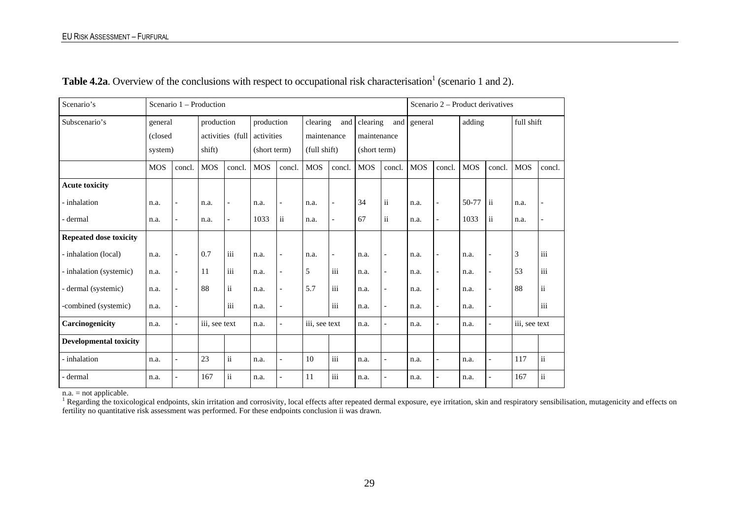**Table 4.2a**. Overview of the conclusions with respect to occupational risk characterisation[1] (scenario 1 and 2).

| Scenario's | Scenario 1 – Production | | | | | | | | | | Scenario 2 – Product derivatives | | | | | |
|---|---|---|---|---|---|---|---|---|---|---|---|---|---|---|---|---|
| Subscenario's | general (closed system) | | production activities (full shift) | | production activities (short term) | | clearing and maintenance (full shift) | | clearing and maintenance (short term) | | general | | adding | | full shift | |
| | MOS | concl. | MOS | concl. | MOS | concl. | MOS | concl. | MOS | concl. | MOS | concl. | MOS | concl. | MOS | concl. |
| **Acute toxicity** | | | | | | | | | | | | | | | | |
| - inhalation | n.a. | - | n.a. | - | n.a. | - | n.a. | - | 34 | ii | n.a. | - | 50-77 | ii | n.a. | - |
| - dermal | n.a. | - | n.a. | - | 1033 | ii | n.a. | - | 67 | ii | n.a. | - | 1033 | ii | n.a. | - |
| **Repeated dose toxicity** | | | | | | | | | | | | | | | | |
| - inhalation (local) | n.a. | - | 0.7 | iii | n.a. | - | n.a. | - | n.a. | - | n.a. | - | n.a. | - | 3 | iii |
| - inhalation (systemic) | n.a. | - | 11 | iii | n.a. | - | 5 | iii | n.a. | - | n.a. | - | n.a. | - | 53 | iii |
| - dermal (systemic) | n.a. | - | 88 | ii | n.a. | - | 5.7 | iii | n.a. | - | n.a. | - | n.a. | - | 88 | ii |
| -combined (systemic) | n.a. | - | | iii | n.a. | - | | iii | n.a. | - | n.a. | - | n.a. | - | | iii |
| **Carcinogenicity** | n.a. | - | iii, see text | | n.a. | - | iii, see text | | n.a. | - | n.a. | - | n.a. | - | iii, see text | |
| **Developmental toxicity** | | | | | | | | | | | | | | | | |
| - inhalation | n.a. | - | 23 | ii | n.a. | - | 10 | iii | n.a. | - | n.a. | - | n.a. | - | 117 | ii |
| - dermal | n.a. | - | 167 | ii | n.a. | - | 11 | iii | n.a. | - | n.a. | - | n.a. | - | 167 | ii |

n.a. = not applicable.

[1] Regarding the toxicological endpoints, skin irritation and corrosivity, local effects after repeated dermal exposure, eye irritation, skin and respiratory sensibilisation, mutagenicity and effects on fertility no quantitative risk assessment was performed. For these endpoints conclusion ii was drawn.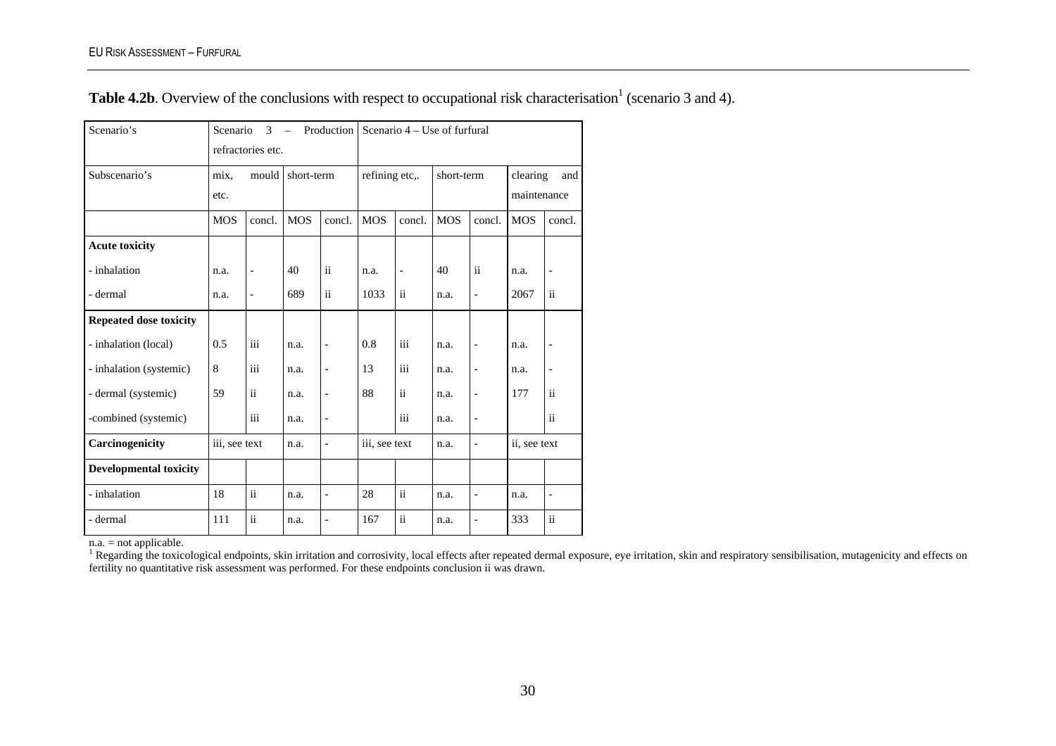**Table 4.2b**. Overview of the conclusions with respect to occupational risk characterisation[1] (scenario 3 and 4).

| Scenario's | Scenario 3 – Production refractories etc. | | | | Scenario 4 – Use of furfural | | | | | |
|---|---|---|---|---|---|---|---|---|---|---|
| Subscenario's | mix, mould etc. | | short-term | | refining etc,. | | short-term | | clearing and maintenance | |
| | MOS | concl. | MOS | concl. | MOS | concl. | MOS | concl. | MOS | concl. |
| **Acute toxicity** | | | | | | | | | | |
| - inhalation | n.a. | - | 40 | ii | n.a. | - | 40 | ii | n.a. | - |
| - dermal | n.a. | - | 689 | ii | 1033 | ii | n.a. | - | 2067 | ii |
| **Repeated dose toxicity** | | | | | | | | | | |
| - inhalation (local) | 0.5 | iii | n.a. | - | 0.8 | iii | n.a. | - | n.a. | - |
| - inhalation (systemic) | 8 | iii | n.a. | - | 13 | iii | n.a. | - | n.a. | - |
| - dermal (systemic) | 59 | ii | n.a. | - | 88 | ii | n.a. | - | 177 | ii |
| -combined (systemic) | | iii | n.a. | - | | iii | n.a. | - | | ii |
| **Carcinogenicity** | iii, see text | | n.a. | - | iii, see text | | n.a. | - | ii, see text | |
| **Developmental toxicity** | | | | | | | | | | |
| - inhalation | 18 | ii | n.a. | - | 28 | ii | n.a. | - | n.a. | - |
| - dermal | 111 | ii | n.a. | - | 167 | ii | n.a. | - | 333 | ii |

n.a. = not applicable.

[1] Regarding the toxicological endpoints, skin irritation and corrosivity, local effects after repeated dermal exposure, eye irritation, skin and respiratory sensibilisation, mutagenicity and effects on fertility no quantitative risk assessment was performed. For these endpoints conclusion ii was drawn.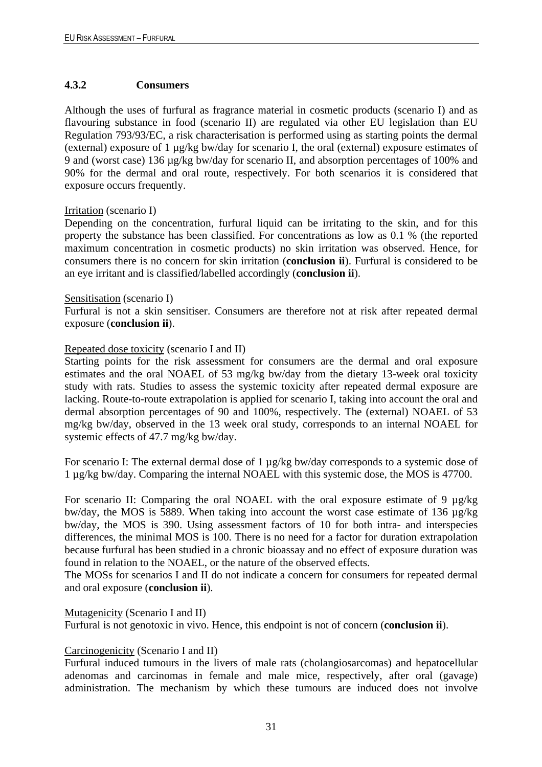### 4.3.2 Consumers

Although the uses of furfural as fragrance material in cosmetic products (scenario I) and as flavouring substance in food (scenario II) are regulated via other EU legislation than EU Regulation 793/93/EC, a risk characterisation is performed using as starting points the dermal (external) exposure of 1 µg/kg bw/day for scenario I, the oral (external) exposure estimates of 9 and (worst case) 136 µg/kg bw/day for scenario II, and absorption percentages of 100% and 90% for the dermal and oral route, respectively. For both scenarios it is considered that exposure occurs frequently.

Irritation (scenario I)
Depending on the concentration, furfural liquid can be irritating to the skin, and for this property the substance has been classified. For concentrations as low as 0.1 % (the reported maximum concentration in cosmetic products) no skin irritation was observed. Hence, for consumers there is no concern for skin irritation (**conclusion ii**). Furfural is considered to be an eye irritant and is classified/labelled accordingly (**conclusion ii**).

Sensitisation (scenario I)
Furfural is not a skin sensitiser. Consumers are therefore not at risk after repeated dermal exposure (**conclusion ii**).

Repeated dose toxicity (scenario I and II)
Starting points for the risk assessment for consumers are the dermal and oral exposure estimates and the oral NOAEL of 53 mg/kg bw/day from the dietary 13-week oral toxicity study with rats. Studies to assess the systemic toxicity after repeated dermal exposure are lacking. Route-to-route extrapolation is applied for scenario I, taking into account the oral and dermal absorption percentages of 90 and 100%, respectively. The (external) NOAEL of 53 mg/kg bw/day, observed in the 13 week oral study, corresponds to an internal NOAEL for systemic effects of 47.7 mg/kg bw/day.

For scenario I: The external dermal dose of 1 µg/kg bw/day corresponds to a systemic dose of 1 µg/kg bw/day. Comparing the internal NOAEL with this systemic dose, the MOS is 47700.

For scenario II: Comparing the oral NOAEL with the oral exposure estimate of 9 µg/kg bw/day, the MOS is 5889. When taking into account the worst case estimate of 136 µg/kg bw/day, the MOS is 390. Using assessment factors of 10 for both intra- and interspecies differences, the minimal MOS is 100. There is no need for a factor for duration extrapolation because furfural has been studied in a chronic bioassay and no effect of exposure duration was found in relation to the NOAEL, or the nature of the observed effects.
The MOSs for scenarios I and II do not indicate a concern for consumers for repeated dermal and oral exposure (**conclusion ii**).

Mutagenicity (Scenario I and II)
Furfural is not genotoxic in vivo. Hence, this endpoint is not of concern (**conclusion ii**).

Carcinogenicity (Scenario I and II)
Furfural induced tumours in the livers of male rats (cholangiosarcomas) and hepatocellular adenomas and carcinomas in female and male mice, respectively, after oral (gavage) administration. The mechanism by which these tumours are induced does not involve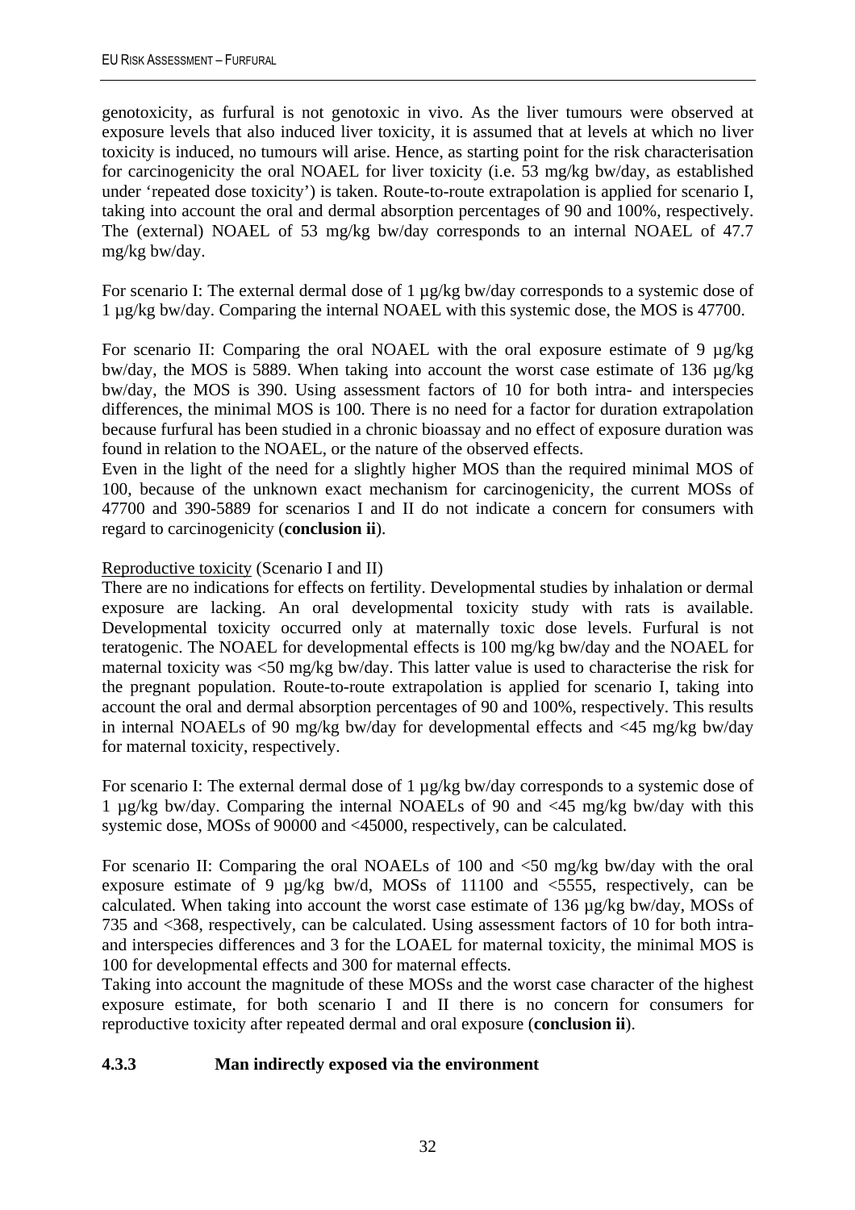genotoxicity, as furfural is not genotoxic in vivo. As the liver tumours were observed at exposure levels that also induced liver toxicity, it is assumed that at levels at which no liver toxicity is induced, no tumours will arise. Hence, as starting point for the risk characterisation for carcinogenicity the oral NOAEL for liver toxicity (i.e. 53 mg/kg bw/day, as established under 'repeated dose toxicity') is taken. Route-to-route extrapolation is applied for scenario I, taking into account the oral and dermal absorption percentages of 90 and 100%, respectively. The (external) NOAEL of 53 mg/kg bw/day corresponds to an internal NOAEL of 47.7 mg/kg bw/day.

For scenario I: The external dermal dose of 1 µg/kg bw/day corresponds to a systemic dose of 1 µg/kg bw/day. Comparing the internal NOAEL with this systemic dose, the MOS is 47700.

For scenario II: Comparing the oral NOAEL with the oral exposure estimate of 9 µg/kg bw/day, the MOS is 5889. When taking into account the worst case estimate of 136 µg/kg bw/day, the MOS is 390. Using assessment factors of 10 for both intra- and interspecies differences, the minimal MOS is 100. There is no need for a factor for duration extrapolation because furfural has been studied in a chronic bioassay and no effect of exposure duration was found in relation to the NOAEL, or the nature of the observed effects.
Even in the light of the need for a slightly higher MOS than the required minimal MOS of 100, because of the unknown exact mechanism for carcinogenicity, the current MOSs of 47700 and 390-5889 for scenarios I and II do not indicate a concern for consumers with regard to carcinogenicity (**conclusion ii**).

Reproductive toxicity (Scenario I and II)
There are no indications for effects on fertility. Developmental studies by inhalation or dermal exposure are lacking. An oral developmental toxicity study with rats is available. Developmental toxicity occurred only at maternally toxic dose levels. Furfural is not teratogenic. The NOAEL for developmental effects is 100 mg/kg bw/day and the NOAEL for maternal toxicity was <50 mg/kg bw/day. This latter value is used to characterise the risk for the pregnant population. Route-to-route extrapolation is applied for scenario I, taking into account the oral and dermal absorption percentages of 90 and 100%, respectively. This results in internal NOAELs of 90 mg/kg bw/day for developmental effects and <45 mg/kg bw/day for maternal toxicity, respectively.

For scenario I: The external dermal dose of 1 µg/kg bw/day corresponds to a systemic dose of 1 µg/kg bw/day. Comparing the internal NOAELs of 90 and <45 mg/kg bw/day with this systemic dose, MOSs of 90000 and <45000, respectively, can be calculated.

For scenario II: Comparing the oral NOAELs of 100 and <50 mg/kg bw/day with the oral exposure estimate of 9 µg/kg bw/d, MOSs of 11100 and <5555, respectively, can be calculated. When taking into account the worst case estimate of 136 µg/kg bw/day, MOSs of 735 and <368, respectively, can be calculated. Using assessment factors of 10 for both intra- and interspecies differences and 3 for the LOAEL for maternal toxicity, the minimal MOS is 100 for developmental effects and 300 for maternal effects.
Taking into account the magnitude of these MOSs and the worst case character of the highest exposure estimate, for both scenario I and II there is no concern for consumers for reproductive toxicity after repeated dermal and oral exposure (**conclusion ii**).

### 4.3.3 Man indirectly exposed via the environment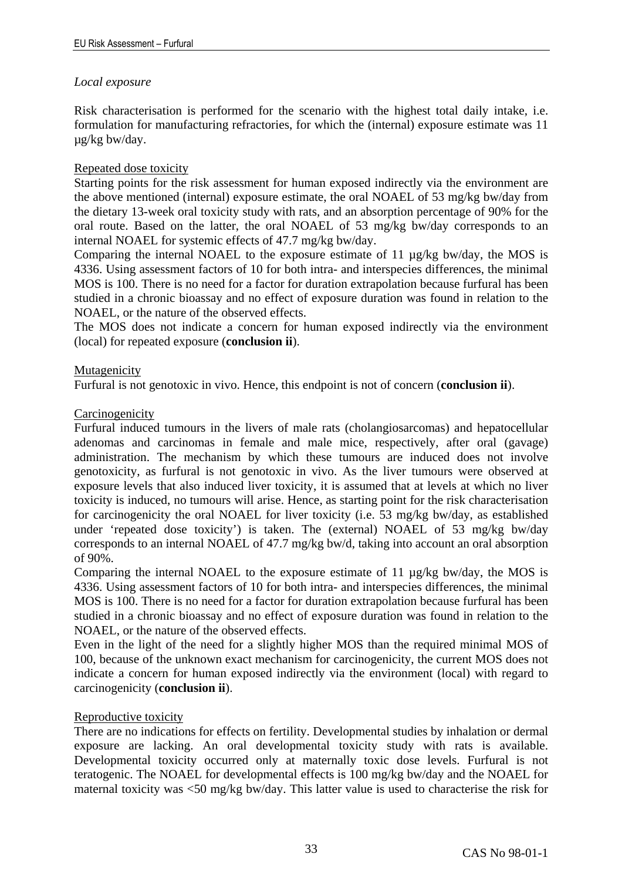*Local exposure*

Risk characterisation is performed for the scenario with the highest total daily intake, i.e. formulation for manufacturing refractories, for which the (internal) exposure estimate was 11 µg/kg bw/day.

Repeated dose toxicity

Starting points for the risk assessment for human exposed indirectly via the environment are the above mentioned (internal) exposure estimate, the oral NOAEL of 53 mg/kg bw/day from the dietary 13-week oral toxicity study with rats, and an absorption percentage of 90% for the oral route. Based on the latter, the oral NOAEL of 53 mg/kg bw/day corresponds to an internal NOAEL for systemic effects of 47.7 mg/kg bw/day.

Comparing the internal NOAEL to the exposure estimate of 11 µg/kg bw/day, the MOS is 4336. Using assessment factors of 10 for both intra- and interspecies differences, the minimal MOS is 100. There is no need for a factor for duration extrapolation because furfural has been studied in a chronic bioassay and no effect of exposure duration was found in relation to the NOAEL, or the nature of the observed effects.

The MOS does not indicate a concern for human exposed indirectly via the environment (local) for repeated exposure (**conclusion ii**).

Mutagenicity

Furfural is not genotoxic in vivo. Hence, this endpoint is not of concern (**conclusion ii**).

Carcinogenicity

Furfural induced tumours in the livers of male rats (cholangiosarcomas) and hepatocellular adenomas and carcinomas in female and male mice, respectively, after oral (gavage) administration. The mechanism by which these tumours are induced does not involve genotoxicity, as furfural is not genotoxic in vivo. As the liver tumours were observed at exposure levels that also induced liver toxicity, it is assumed that at levels at which no liver toxicity is induced, no tumours will arise. Hence, as starting point for the risk characterisation for carcinogenicity the oral NOAEL for liver toxicity (i.e. 53 mg/kg bw/day, as established under 'repeated dose toxicity') is taken. The (external) NOAEL of 53 mg/kg bw/day corresponds to an internal NOAEL of 47.7 mg/kg bw/d, taking into account an oral absorption of 90%.

Comparing the internal NOAEL to the exposure estimate of 11 µg/kg bw/day, the MOS is 4336. Using assessment factors of 10 for both intra- and interspecies differences, the minimal MOS is 100. There is no need for a factor for duration extrapolation because furfural has been studied in a chronic bioassay and no effect of exposure duration was found in relation to the NOAEL, or the nature of the observed effects.

Even in the light of the need for a slightly higher MOS than the required minimal MOS of 100, because of the unknown exact mechanism for carcinogenicity, the current MOS does not indicate a concern for human exposed indirectly via the environment (local) with regard to carcinogenicity (**conclusion ii**).

Reproductive toxicity

There are no indications for effects on fertility. Developmental studies by inhalation or dermal exposure are lacking. An oral developmental toxicity study with rats is available. Developmental toxicity occurred only at maternally toxic dose levels. Furfural is not teratogenic. The NOAEL for developmental effects is 100 mg/kg bw/day and the NOAEL for maternal toxicity was <50 mg/kg bw/day. This latter value is used to characterise the risk for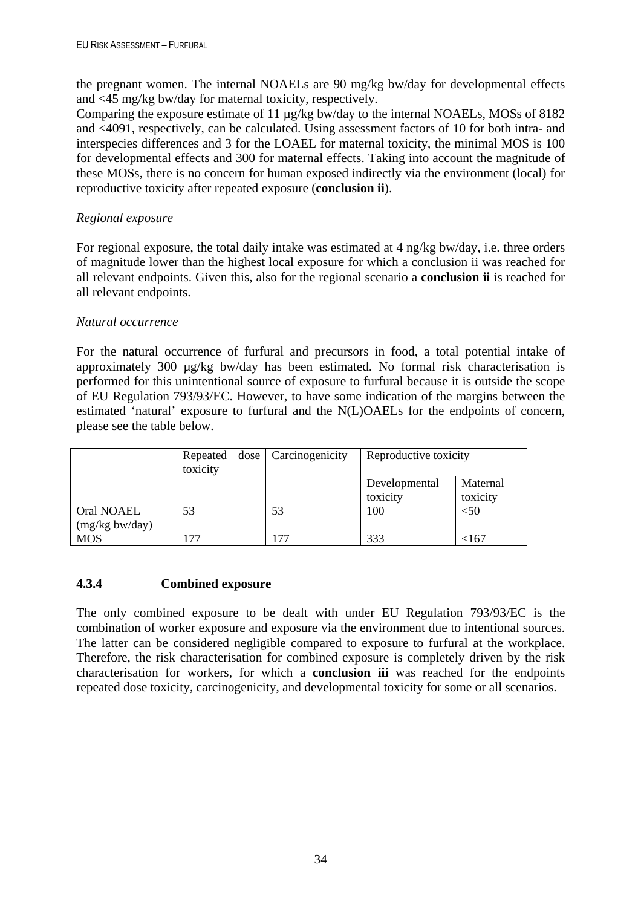the pregnant women. The internal NOAELs are 90 mg/kg bw/day for developmental effects and <45 mg/kg bw/day for maternal toxicity, respectively.
Comparing the exposure estimate of 11 µg/kg bw/day to the internal NOAELs, MOSs of 8182 and <4091, respectively, can be calculated. Using assessment factors of 10 for both intra- and interspecies differences and 3 for the LOAEL for maternal toxicity, the minimal MOS is 100 for developmental effects and 300 for maternal effects. Taking into account the magnitude of these MOSs, there is no concern for human exposed indirectly via the environment (local) for reproductive toxicity after repeated exposure (**conclusion ii**).

*Regional exposure*

For regional exposure, the total daily intake was estimated at 4 ng/kg bw/day, i.e. three orders of magnitude lower than the highest local exposure for which a conclusion ii was reached for all relevant endpoints. Given this, also for the regional scenario a **conclusion ii** is reached for all relevant endpoints.

*Natural occurrence*

For the natural occurrence of furfural and precursors in food, a total potential intake of approximately 300 µg/kg bw/day has been estimated. No formal risk characterisation is performed for this unintentional source of exposure to furfural because it is outside the scope of EU Regulation 793/93/EC. However, to have some indication of the margins between the estimated 'natural' exposure to furfural and the N(L)OAELs for the endpoints of concern, please see the table below.

| | Repeated dose toxicity | Carcinogenicity | Reproductive toxicity | |
|---|---|---|---|---|
| | | | Developmental toxicity | Maternal toxicity |
| Oral NOAEL (mg/kg bw/day) | 53 | 53 | 100 | <50 |
| MOS | 177 | 177 | 333 | <167 |

### 4.3.4 Combined exposure

The only combined exposure to be dealt with under EU Regulation 793/93/EC is the combination of worker exposure and exposure via the environment due to intentional sources. The latter can be considered negligible compared to exposure to furfural at the workplace. Therefore, the risk characterisation for combined exposure is completely driven by the risk characterisation for workers, for which a **conclusion iii** was reached for the endpoints repeated dose toxicity, carcinogenicity, and developmental toxicity for some or all scenarios.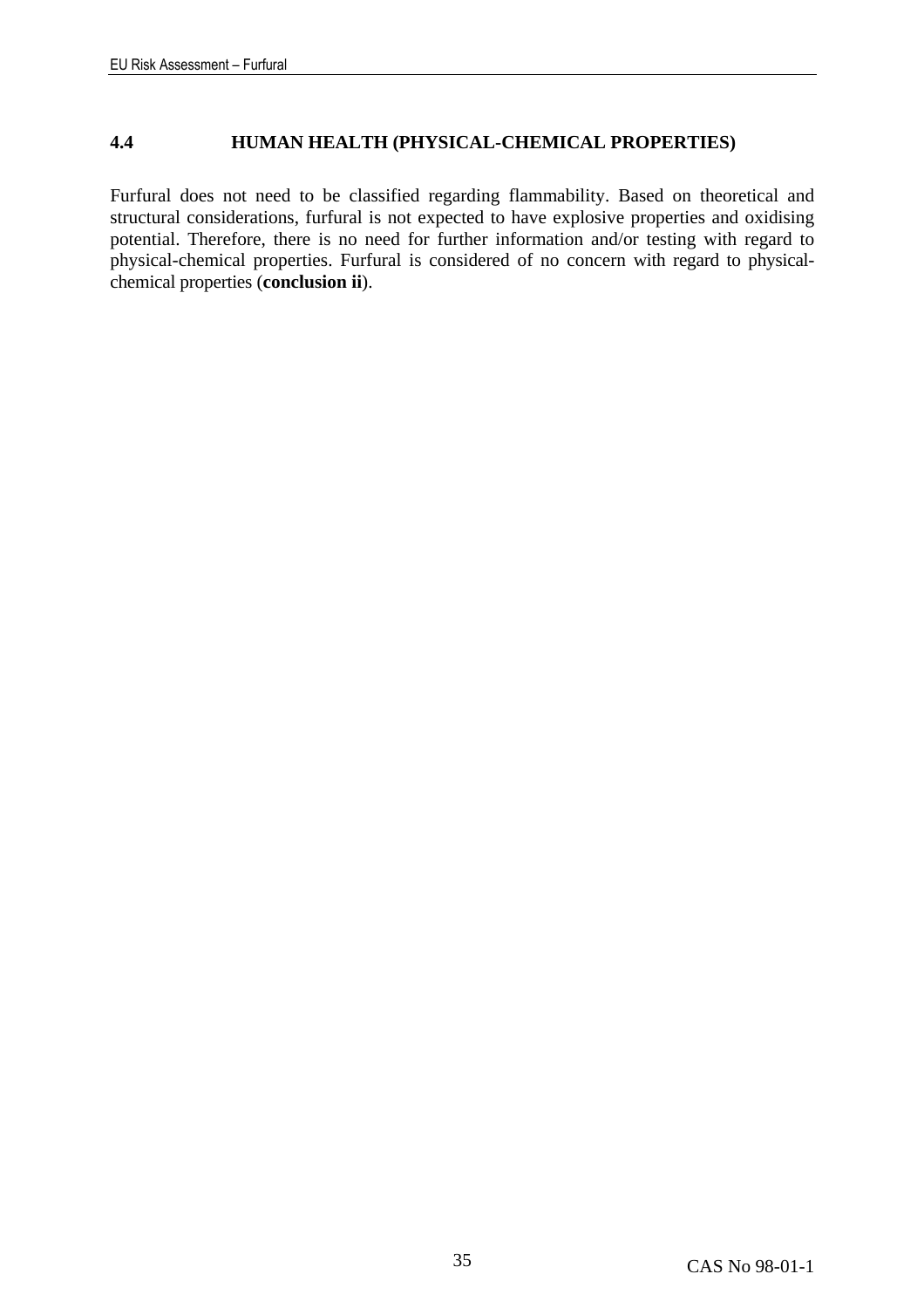## 4.4 HUMAN HEALTH (PHYSICAL-CHEMICAL PROPERTIES)

Furfural does not need to be classified regarding flammability. Based on theoretical and structural considerations, furfural is not expected to have explosive properties and oxidising potential. Therefore, there is no need for further information and/or testing with regard to physical-chemical properties. Furfural is considered of no concern with regard to physical-chemical properties (**conclusion ii**).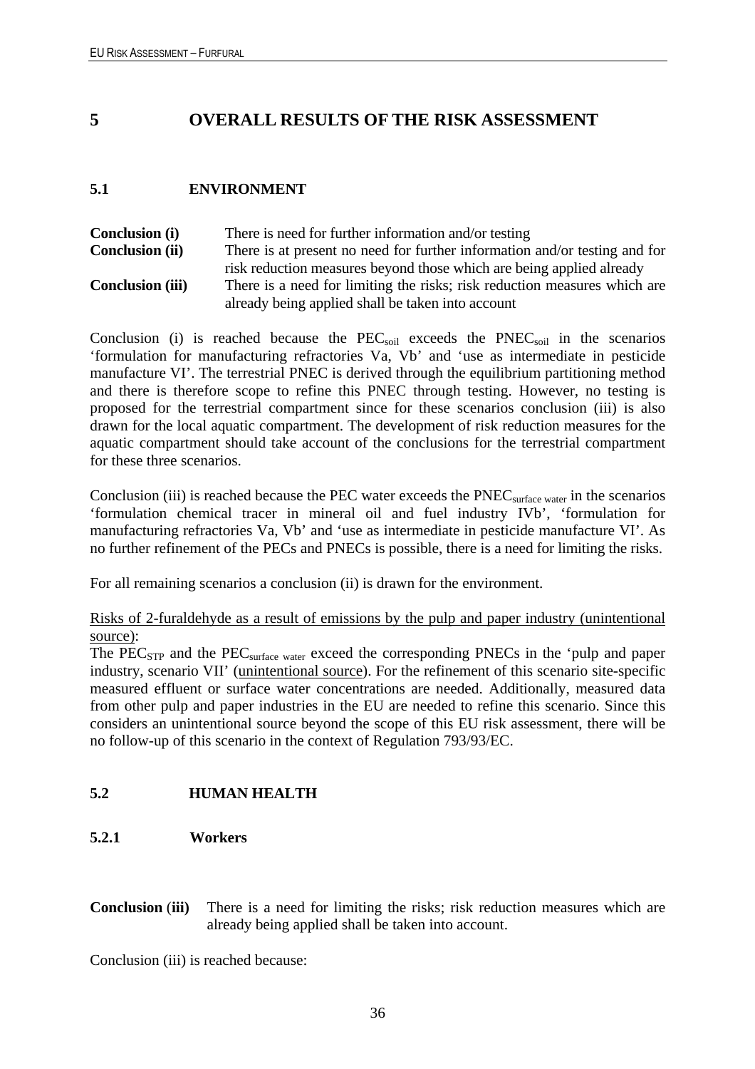# 5 OVERALL RESULTS OF THE RISK ASSESSMENT

## 5.1 ENVIRONMENT

**Conclusion (i)** There is need for further information and/or testing

**Conclusion (ii)** There is at present no need for further information and/or testing and for risk reduction measures beyond those which are being applied already

**Conclusion (iii)** There is a need for limiting the risks; risk reduction measures which are already being applied shall be taken into account

Conclusion (i) is reached because the $PEC_{soil}$ exceeds the $PNEC_{soil}$ in the scenarios 'formulation for manufacturing refractories Va, Vb' and 'use as intermediate in pesticide manufacture VI'. The terrestrial PNEC is derived through the equilibrium partitioning method and there is therefore scope to refine this PNEC through testing. However, no testing is proposed for the terrestrial compartment since for these scenarios conclusion (iii) is also drawn for the local aquatic compartment. The development of risk reduction measures for the aquatic compartment should take account of the conclusions for the terrestrial compartment for these three scenarios.

Conclusion (iii) is reached because the PEC water exceeds the $PNEC_{surface\ water}$ in the scenarios 'formulation chemical tracer in mineral oil and fuel industry IVb', 'formulation for manufacturing refractories Va, Vb' and 'use as intermediate in pesticide manufacture VI'. As no further refinement of the PECs and PNECs is possible, there is a need for limiting the risks.

For all remaining scenarios a conclusion (ii) is drawn for the environment.

Risks of 2-furaldehyde as a result of emissions by the pulp and paper industry (unintentional source):

The $PEC_{STP}$ and the $PEC_{surface\ water}$ exceed the corresponding PNECs in the 'pulp and paper industry, scenario VII' (unintentional source). For the refinement of this scenario site-specific measured effluent or surface water concentrations are needed. Additionally, measured data from other pulp and paper industries in the EU are needed to refine this scenario. Since this considers an unintentional source beyond the scope of this EU risk assessment, there will be no follow-up of this scenario in the context of Regulation 793/93/EC.

## 5.2 HUMAN HEALTH

### 5.2.1 Workers

**Conclusion (iii)** There is a need for limiting the risks; risk reduction measures which are already being applied shall be taken into account.

Conclusion (iii) is reached because: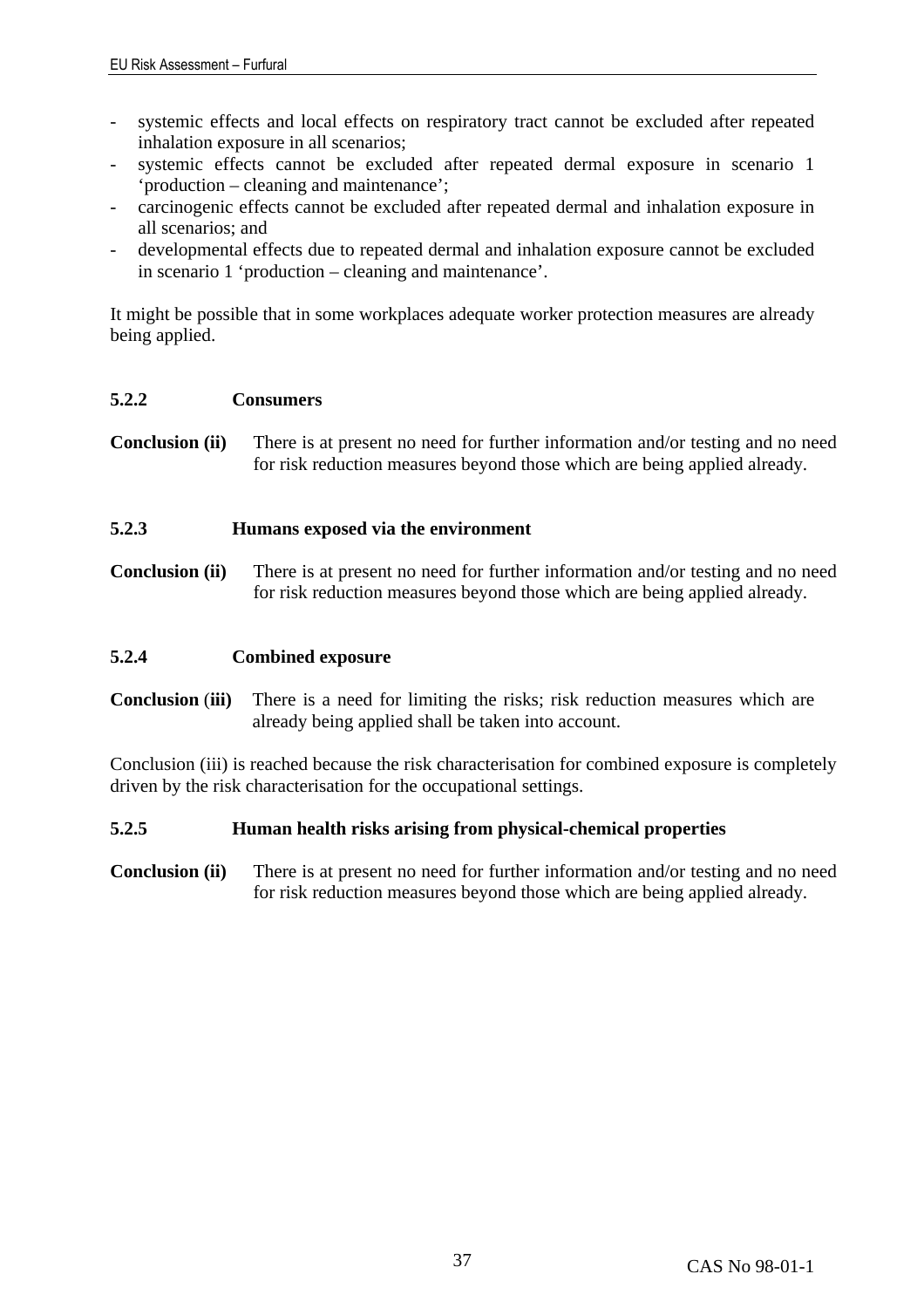- systemic effects and local effects on respiratory tract cannot be excluded after repeated inhalation exposure in all scenarios;
- systemic effects cannot be excluded after repeated dermal exposure in scenario 1 'production – cleaning and maintenance';
- carcinogenic effects cannot be excluded after repeated dermal and inhalation exposure in all scenarios; and
- developmental effects due to repeated dermal and inhalation exposure cannot be excluded in scenario 1 'production – cleaning and maintenance'.

It might be possible that in some workplaces adequate worker protection measures are already being applied.

### 5.2.2 Consumers

**Conclusion (ii)** There is at present no need for further information and/or testing and no need for risk reduction measures beyond those which are being applied already.

### 5.2.3 Humans exposed via the environment

**Conclusion (ii)** There is at present no need for further information and/or testing and no need for risk reduction measures beyond those which are being applied already.

### 5.2.4 Combined exposure

**Conclusion (iii)** There is a need for limiting the risks; risk reduction measures which are already being applied shall be taken into account.

Conclusion (iii) is reached because the risk characterisation for combined exposure is completely driven by the risk characterisation for the occupational settings.

### 5.2.5 Human health risks arising from physical-chemical properties

**Conclusion (ii)** There is at present no need for further information and/or testing and no need for risk reduction measures beyond those which are being applied already.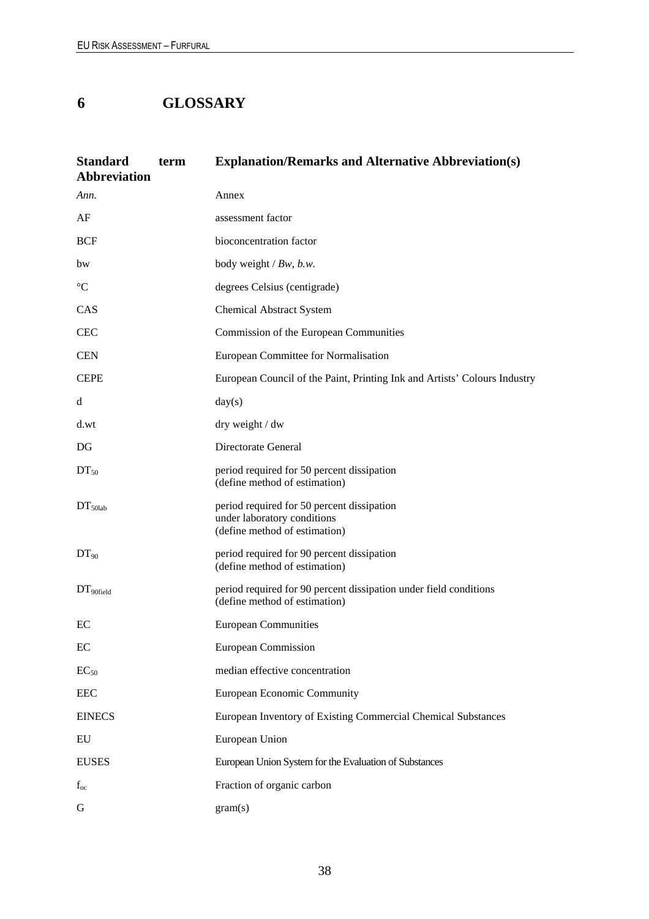# 6 GLOSSARY

| Standard term Abbreviation | Explanation/Remarks and Alternative Abbreviation(s) |
|---|---|
| *Ann.* | Annex |
| AF | assessment factor |
| BCF | bioconcentration factor |
| bw | body weight / *Bw*, *b.w.* |
| °C | degrees Celsius (centigrade) |
| CAS | Chemical Abstract System |
| CEC | Commission of the European Communities |
| CEN | European Committee for Normalisation |
| CEPE | European Council of the Paint, Printing Ink and Artists' Colours Industry |
| d | day(s) |
| d.wt | dry weight / dw |
| DG | Directorate General |
| $DT_{50}$ | period required for 50 percent dissipation (define method of estimation) |
| $DT_{50lab}$ | period required for 50 percent dissipation under laboratory conditions (define method of estimation) |
| $DT_{90}$ | period required for 90 percent dissipation (define method of estimation) |
| $DT_{90field}$ | period required for 90 percent dissipation under field conditions (define method of estimation) |
| EC | European Communities |
| EC | European Commission |
| $EC_{50}$ | median effective concentration |
| EEC | European Economic Community |
| EINECS | European Inventory of Existing Commercial Chemical Substances |
| EU | European Union |
| EUSES | European Union System for the Evaluation of Substances |
| $f_{oc}$ | Fraction of organic carbon |
| G | gram(s) |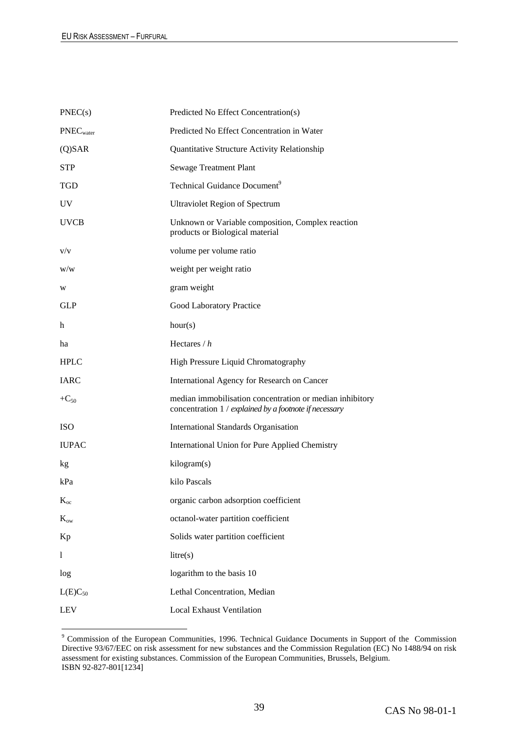| | |
|---|---|
| PNEC(s) | Predicted No Effect Concentration(s) |
| $PNEC_{water}$ | Predicted No Effect Concentration in Water |
| (Q)SAR | Quantitative Structure Activity Relationship |
| STP | Sewage Treatment Plant |
| TGD | Technical Guidance Document[9] |
| UV | Ultraviolet Region of Spectrum |
| UVCB | Unknown or Variable composition, Complex reaction products or Biological material |
| v/v | volume per volume ratio |
| w/w | weight per weight ratio |
| w | gram weight |
| GLP | Good Laboratory Practice |
| h | hour(s) |
| ha | Hectares / *h* |
| HPLC | High Pressure Liquid Chromatography |
| IARC | International Agency for Research on Cancer |
| $+C_{50}$ | median immobilisation concentration or median inhibitory concentration 1 / *explained by a footnote if necessary* |
| ISO | International Standards Organisation |
| IUPAC | International Union for Pure Applied Chemistry |
| kg | kilogram(s) |
| kPa | kilo Pascals |
| $K_{oc}$ | organic carbon adsorption coefficient |
| $K_{ow}$ | octanol-water partition coefficient |
| Kp | Solids water partition coefficient |
| l | litre(s) |
| log | logarithm to the basis 10 |
| $L(E)C_{50}$ | Lethal Concentration, Median |
| LEV | Local Exhaust Ventilation |

[9] Commission of the European Communities, 1996. Technical Guidance Documents in Support of the Commission Directive 93/67/EEC on risk assessment for new substances and the Commission Regulation (EC) No 1488/94 on risk assessment for existing substances. Commission of the European Communities, Brussels, Belgium. ISBN 92-827-801[1234]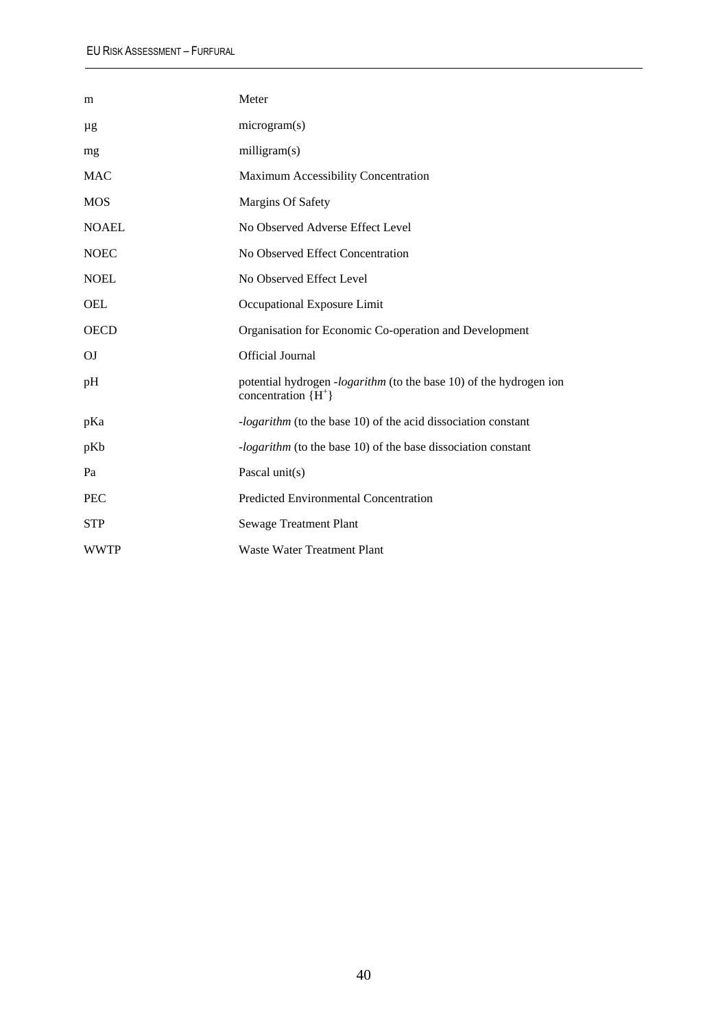| | |
|---|---|
| m | Meter |
| µg | microgram(s) |
| mg | milligram(s) |
| MAC | Maximum Accessibility Concentration |
| MOS | Margins Of Safety |
| NOAEL | No Observed Adverse Effect Level |
| NOEC | No Observed Effect Concentration |
| NOEL | No Observed Effect Level |
| OEL | Occupational Exposure Limit |
| OECD | Organisation for Economic Co-operation and Development |
| OJ | Official Journal |
| pH | potential hydrogen -*logarithm* (to the base 10) of the hydrogen ion concentration $\{H^+\}$ |
| pKa | -*logarithm* (to the base 10) of the acid dissociation constant |
| pKb | -*logarithm* (to the base 10) of the base dissociation constant |
| Pa | Pascal unit(s) |
| PEC | Predicted Environmental Concentration |
| STP | Sewage Treatment Plant |
| WWTP | Waste Water Treatment Plant |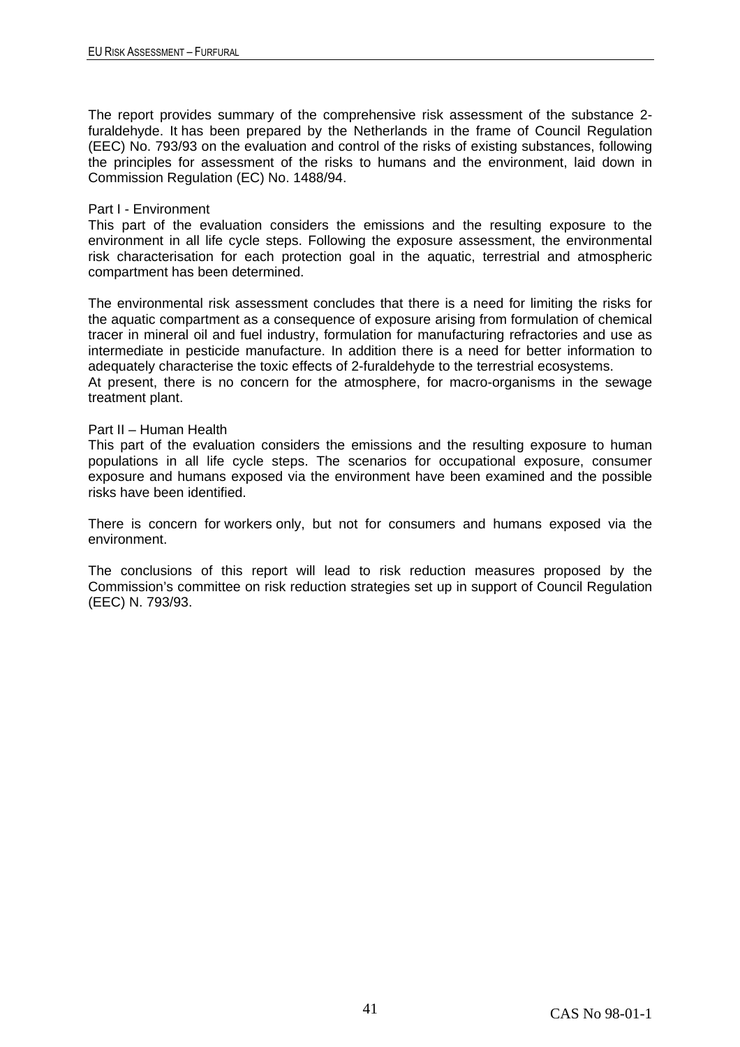The report provides summary of the comprehensive risk assessment of the substance 2-furaldehyde. It has been prepared by the Netherlands in the frame of Council Regulation (EEC) No. 793/93 on the evaluation and control of the risks of existing substances, following the principles for assessment of the risks to humans and the environment, laid down in Commission Regulation (EC) No. 1488/94.

Part I - Environment

This part of the evaluation considers the emissions and the resulting exposure to the environment in all life cycle steps. Following the exposure assessment, the environmental risk characterisation for each protection goal in the aquatic, terrestrial and atmospheric compartment has been determined.

The environmental risk assessment concludes that there is a need for limiting the risks for the aquatic compartment as a consequence of exposure arising from formulation of chemical tracer in mineral oil and fuel industry, formulation for manufacturing refractories and use as intermediate in pesticide manufacture. In addition there is a need for better information to adequately characterise the toxic effects of 2-furaldehyde to the terrestrial ecosystems.
At present, there is no concern for the atmosphere, for macro-organisms in the sewage treatment plant.

Part II – Human Health

This part of the evaluation considers the emissions and the resulting exposure to human populations in all life cycle steps. The scenarios for occupational exposure, consumer exposure and humans exposed via the environment have been examined and the possible risks have been identified.

There is concern for workers only, but not for consumers and humans exposed via the environment.

The conclusions of this report will lead to risk reduction measures proposed by the Commission's committee on risk reduction strategies set up in support of Council Regulation (EEC) N. 793/93.